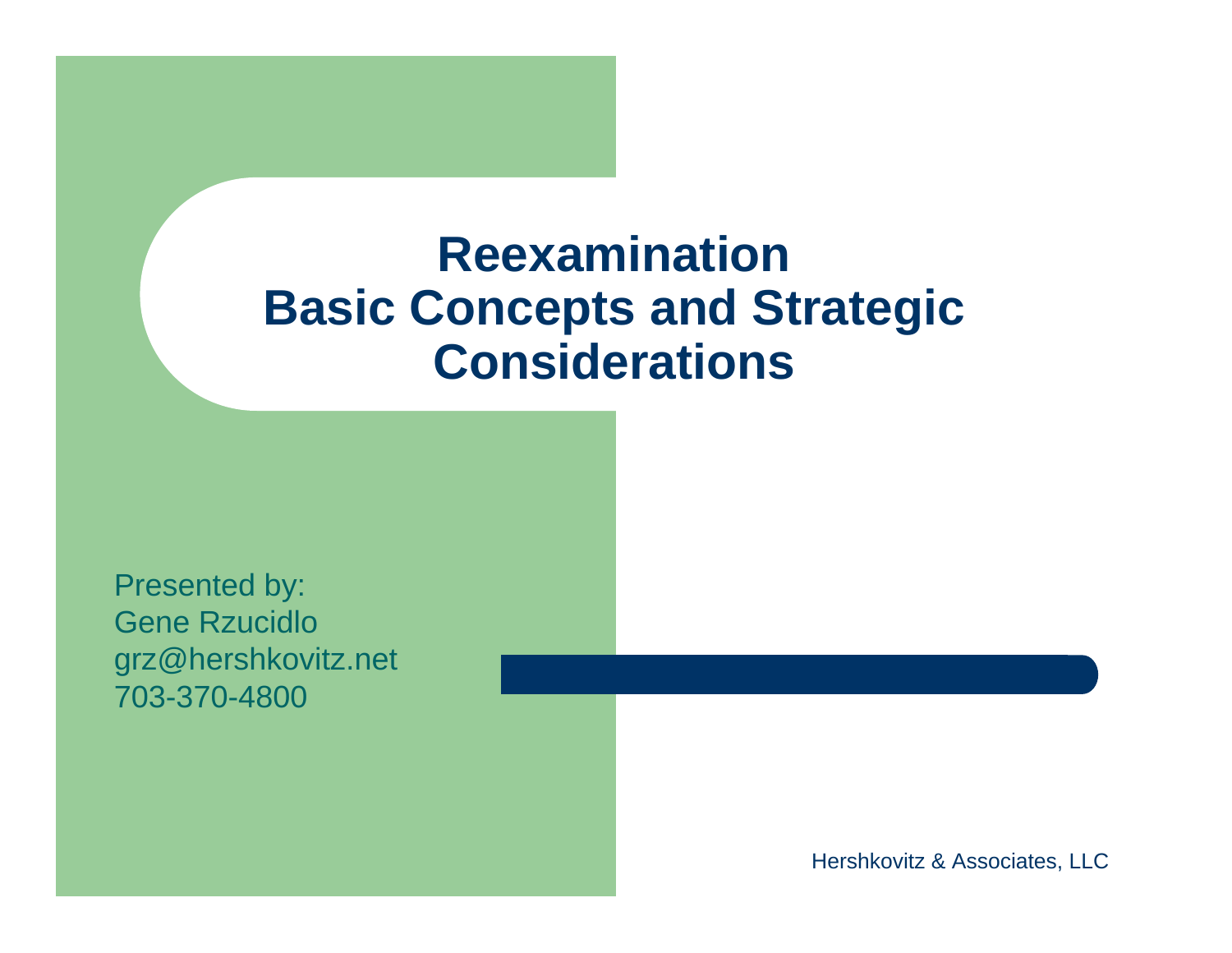# Reexamination Basic Concepts and Strategic Considerations

Presented by:
Gene Rzucidlo
grz@hershkovitz.net
703-370-4800

Hershkovitz & Associates, LLC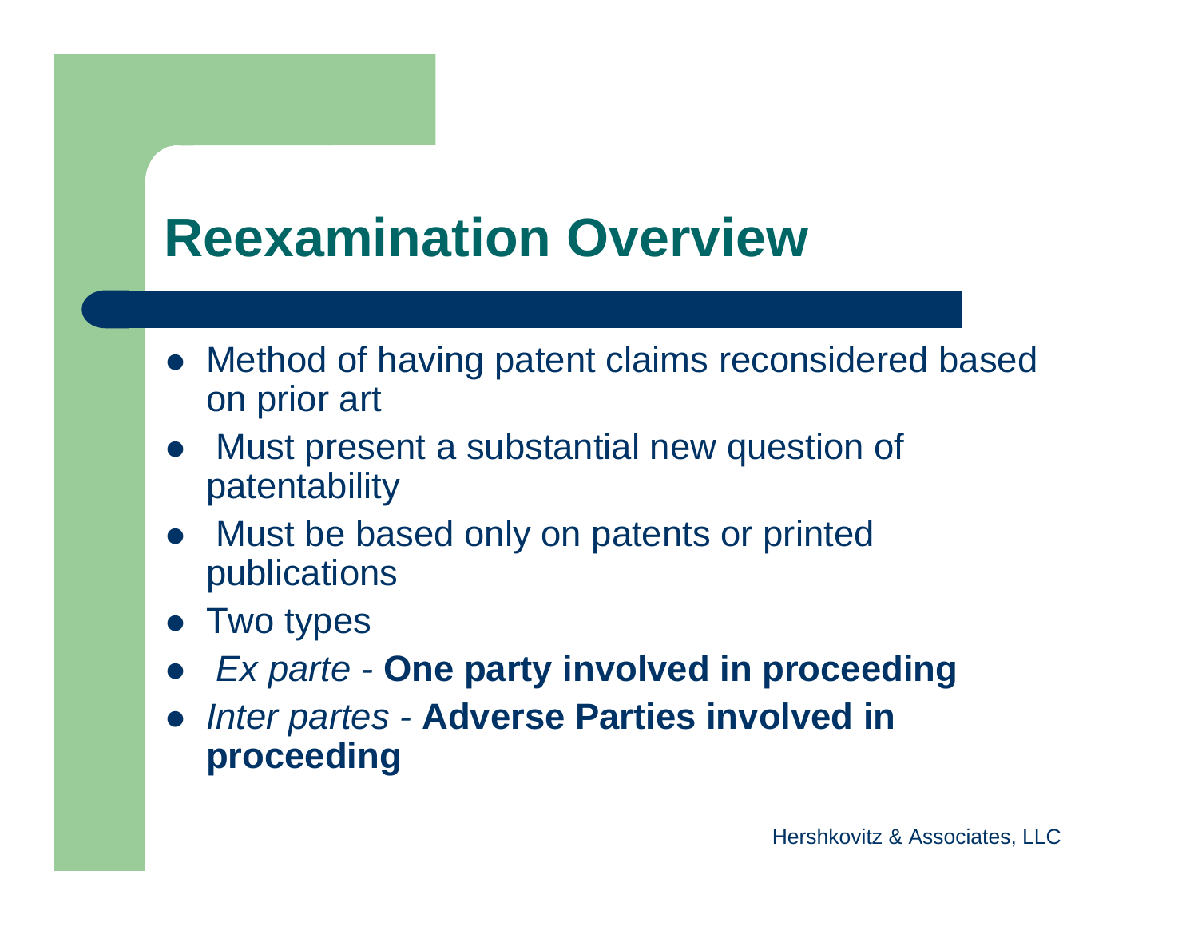# Reexamination Overview

- Method of having patent claims reconsidered based on prior art
- Must present a substantial new question of patentability
- Must be based only on patents or printed publications
- Two types
- *Ex parte* - **One party involved in proceeding**
- *Inter partes* - **Adverse Parties involved in proceeding**

Hershkovitz & Associates, LLC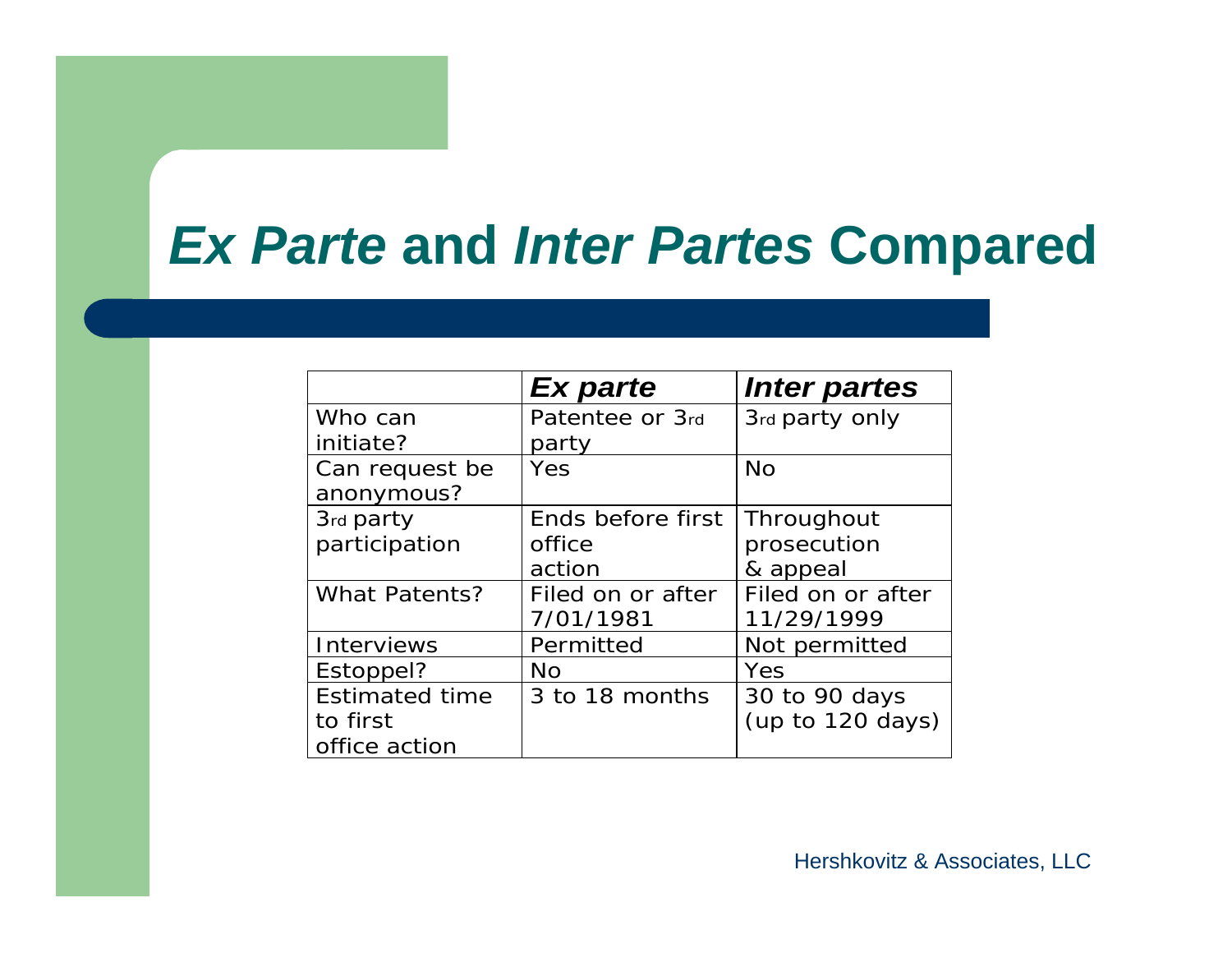# *Ex Parte* and *Inter Partes* Compared

| | ***Ex parte*** | ***Inter partes*** |
|---|---|---|
| Who can initiate? | Patentee or 3rd party | 3rd party only |
| Can request be anonymous? | Yes | No |
| 3rd party participation | Ends before first office action | Throughout prosecution & appeal |
| What Patents? | Filed on or after 7/01/1981 | Filed on or after 11/29/1999 |
| Interviews | Permitted | Not permitted |
| Estoppel? | No | Yes |
| Estimated time to first office action | 3 to 18 months | 30 to 90 days (up to 120 days) |

Hershkovitz & Associates, LLC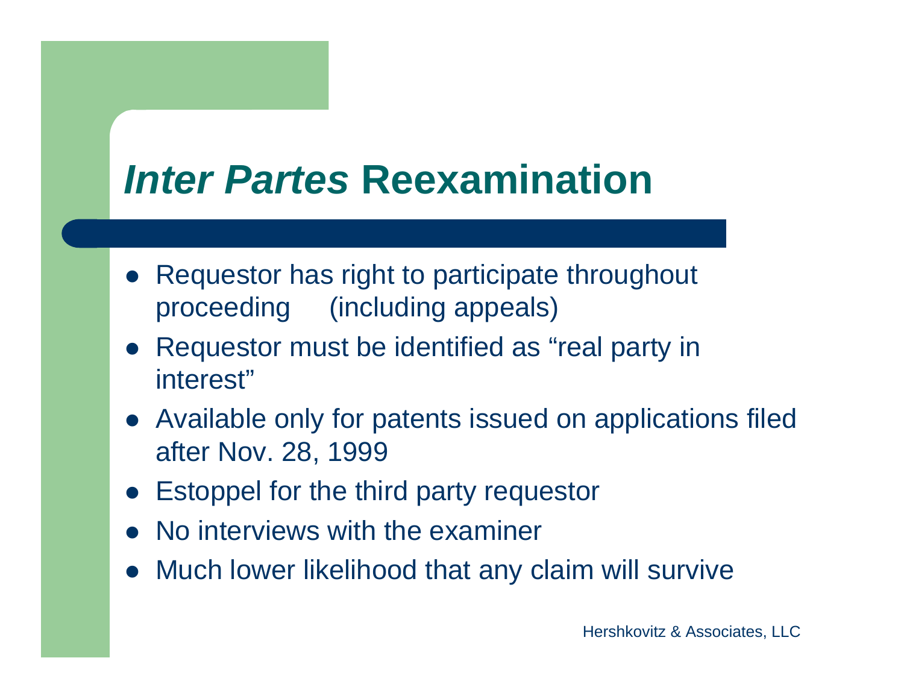# *Inter Partes* Reexamination

- Requestor has right to participate throughout proceeding (including appeals)
- Requestor must be identified as "real party in interest"
- Available only for patents issued on applications filed after Nov. 28, 1999
- Estoppel for the third party requestor
- No interviews with the examiner
- Much lower likelihood that any claim will survive

Hershkovitz & Associates, LLC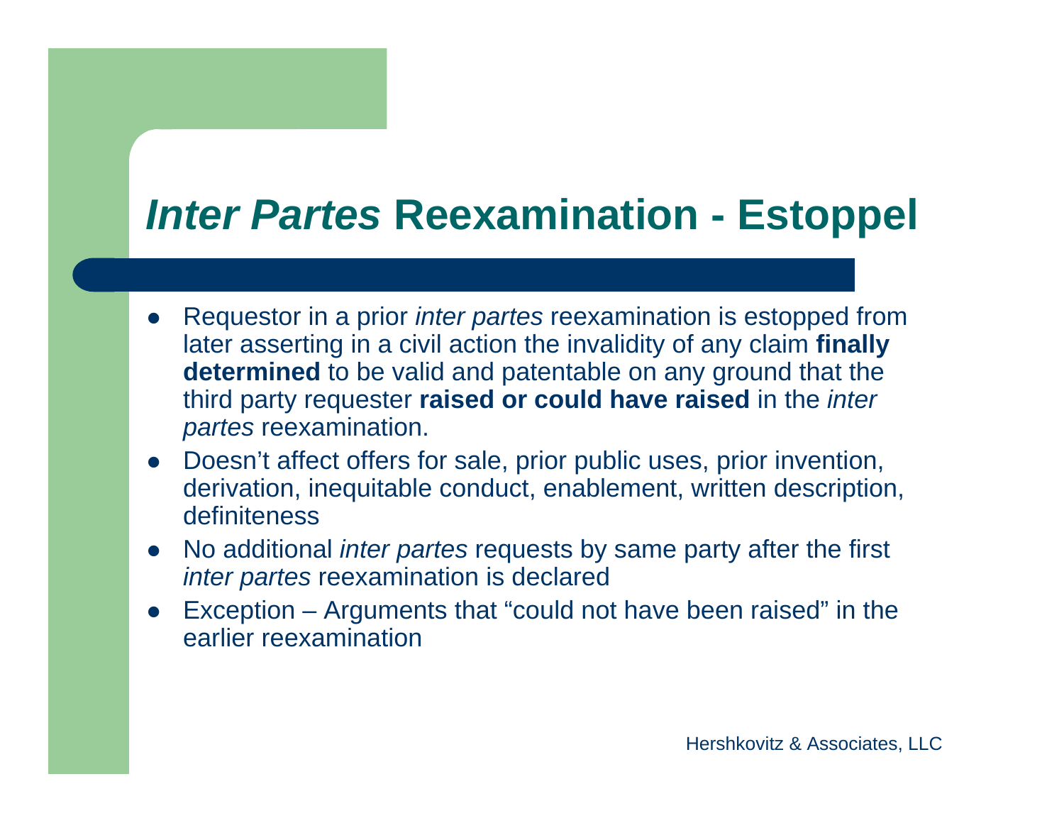# *Inter Partes* Reexamination - Estoppel

- Requestor in a prior *inter partes* reexamination is estopped from later asserting in a civil action the invalidity of any claim **finally determined** to be valid and patentable on any ground that the third party requester **raised or could have raised** in the *inter partes* reexamination.
- Doesn't affect offers for sale, prior public uses, prior invention, derivation, inequitable conduct, enablement, written description, definiteness
- No additional *inter partes* requests by same party after the first *inter partes* reexamination is declared
- Exception – Arguments that "could not have been raised" in the earlier reexamination

Hershkovitz & Associates, LLC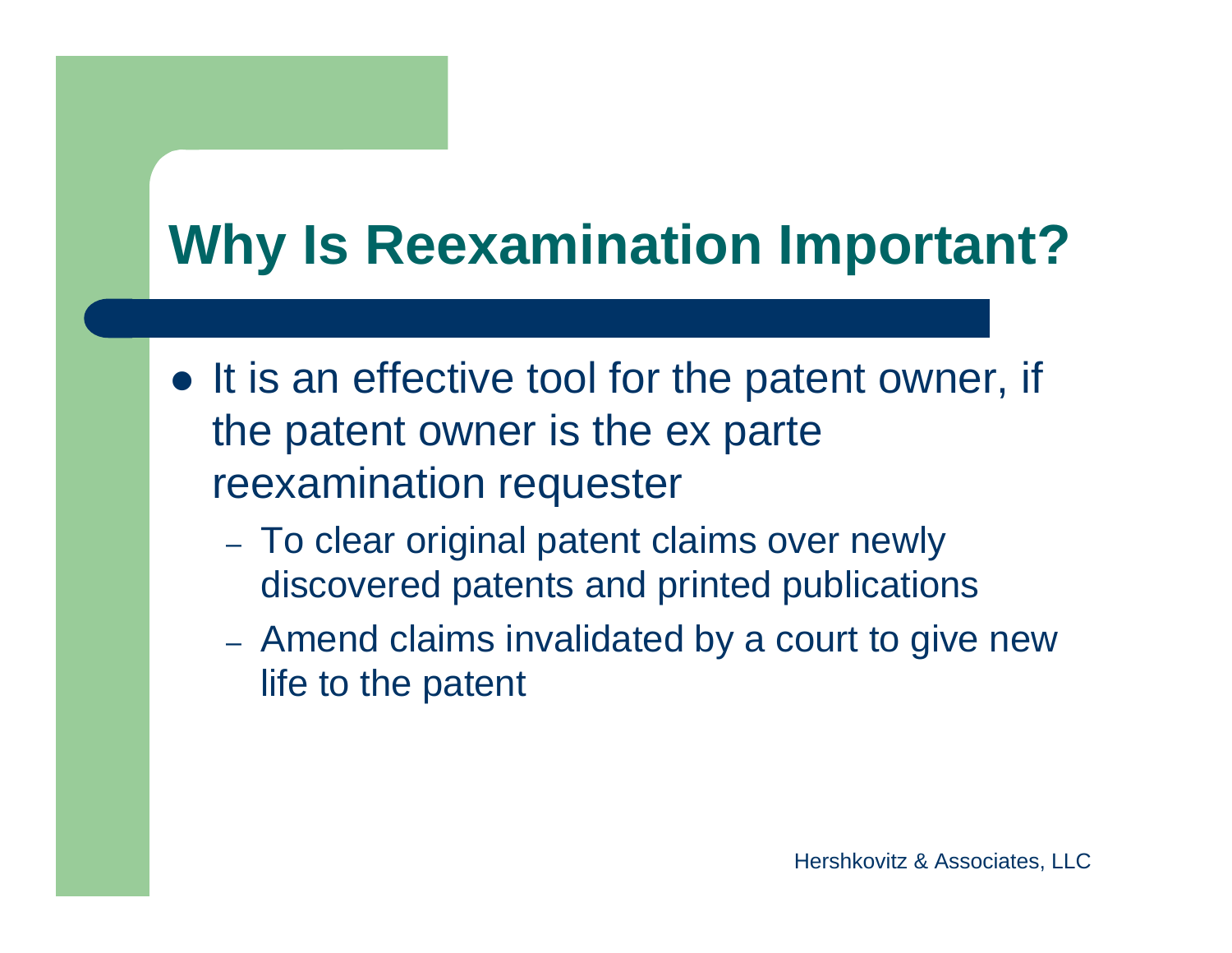# Why Is Reexamination Important?

- It is an effective tool for the patent owner, if the patent owner is the ex parte reexamination requester
  - To clear original patent claims over newly discovered patents and printed publications
  - Amend claims invalidated by a court to give new life to the patent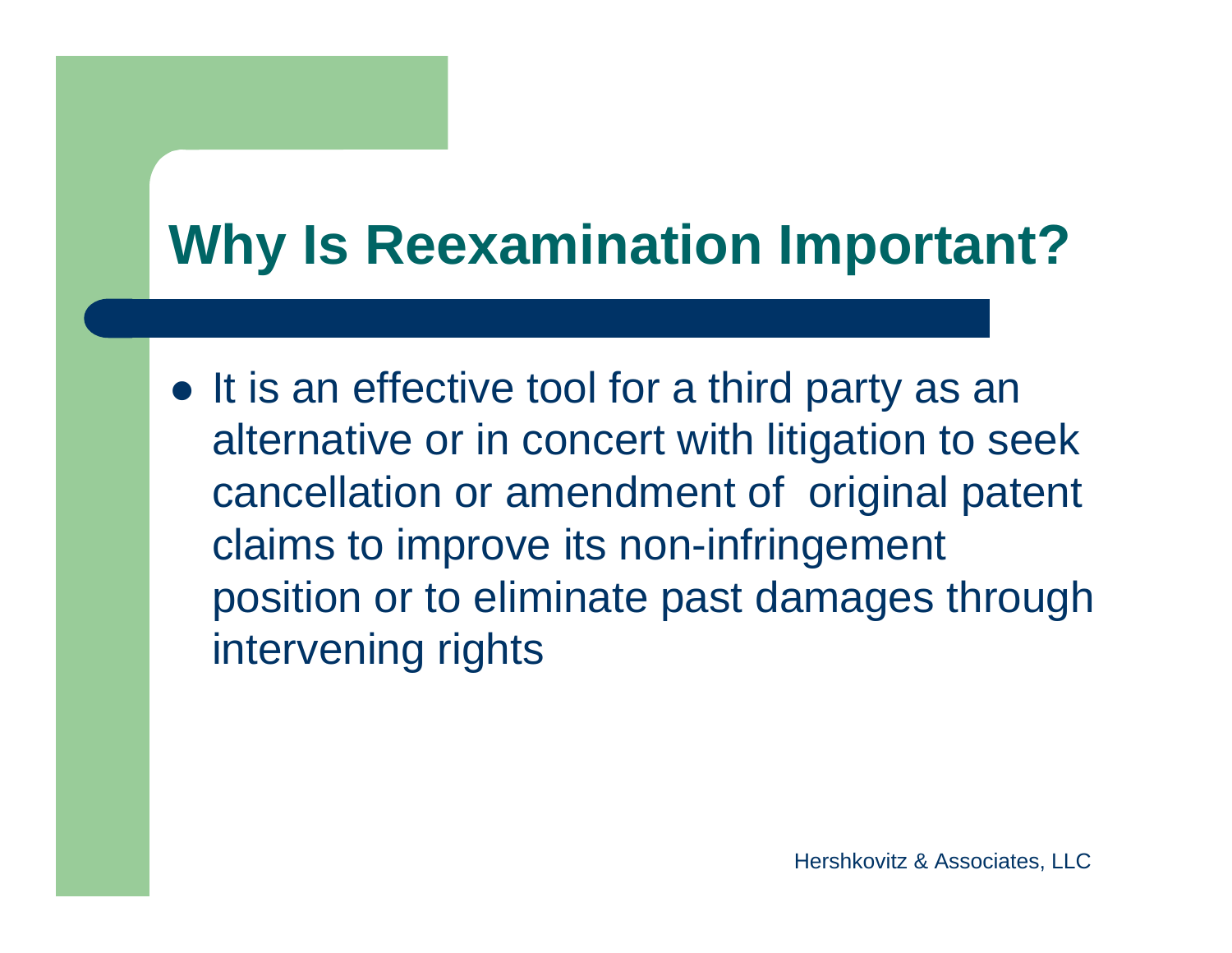# Why Is Reexamination Important?

- It is an effective tool for a third party as an alternative or in concert with litigation to seek cancellation or amendment of original patent claims to improve its non-infringement position or to eliminate past damages through intervening rights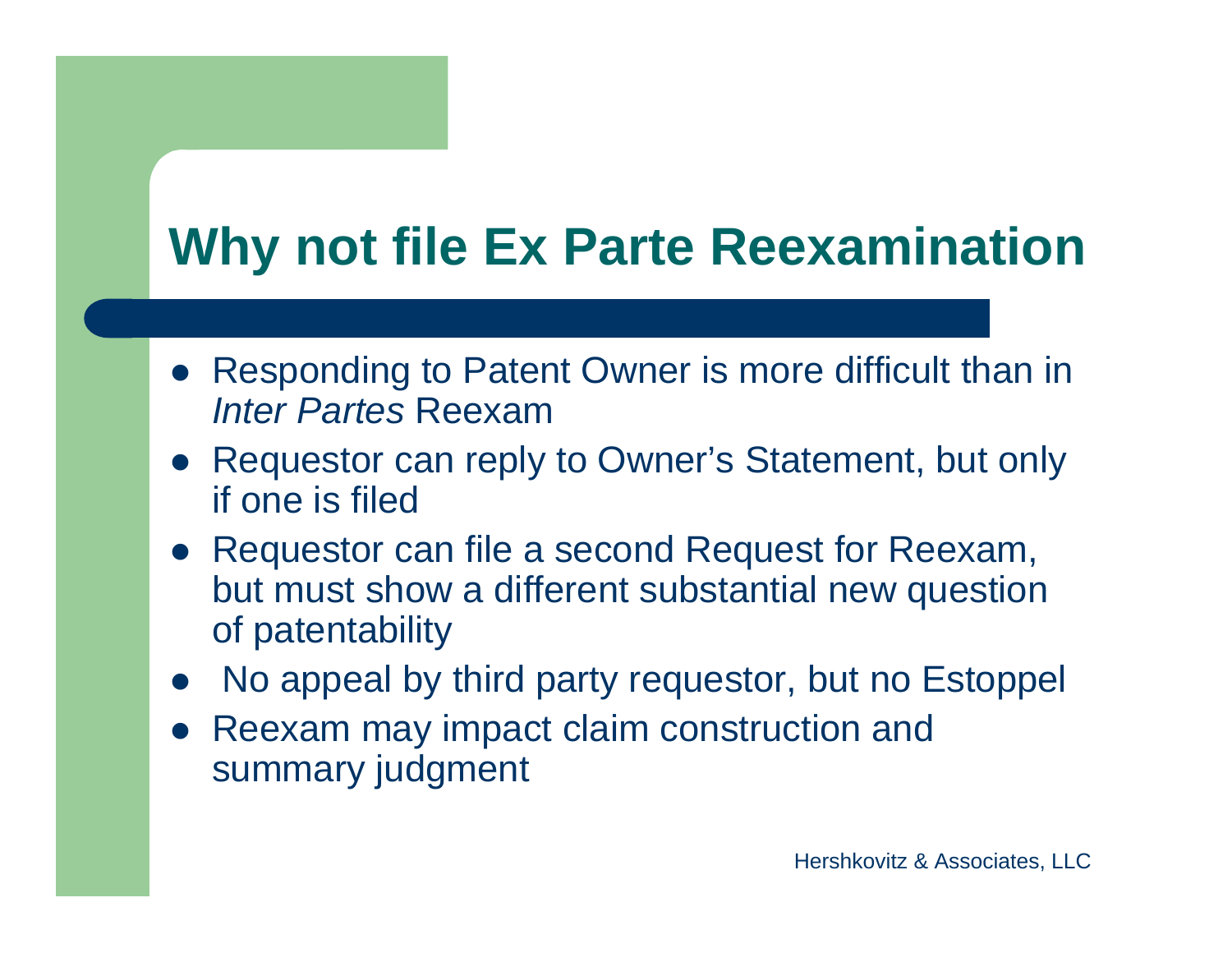# Why not file Ex Parte Reexamination

- Responding to Patent Owner is more difficult than in *Inter Partes* Reexam
- Requestor can reply to Owner's Statement, but only if one is filed
- Requestor can file a second Request for Reexam, but must show a different substantial new question of patentability
- No appeal by third party requestor, but no Estoppel
- Reexam may impact claim construction and summary judgment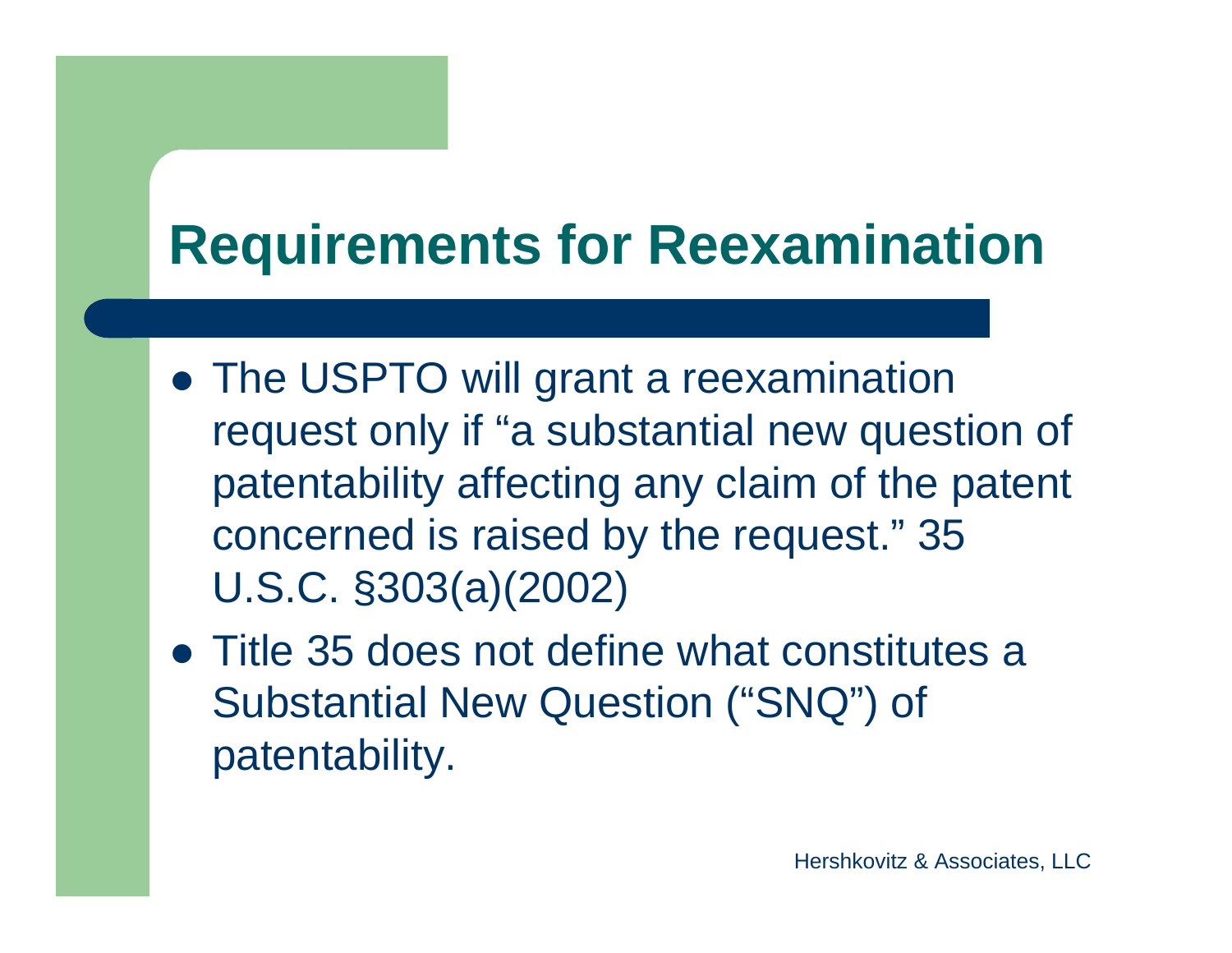# Requirements for Reexamination

- The USPTO will grant a reexamination request only if "a substantial new question of patentability affecting any claim of the patent concerned is raised by the request." 35 U.S.C. §303(a)(2002)
- Title 35 does not define what constitutes a Substantial New Question ("SNQ") of patentability.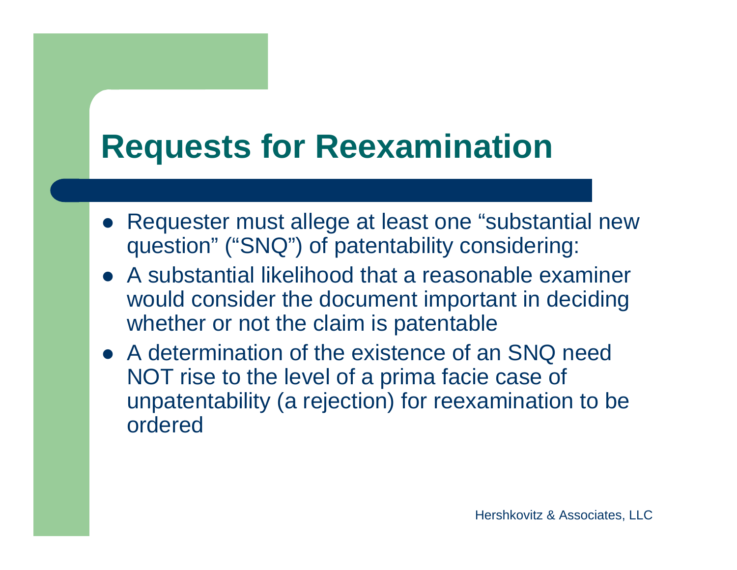# Requests for Reexamination

- Requester must allege at least one “substantial new question” (“SNQ”) of patentability considering:
- A substantial likelihood that a reasonable examiner would consider the document important in deciding whether or not the claim is patentable
- A determination of the existence of an SNQ need NOT rise to the level of a prima facie case of unpatentability (a rejection) for reexamination to be ordered

Hershkovitz & Associates, LLC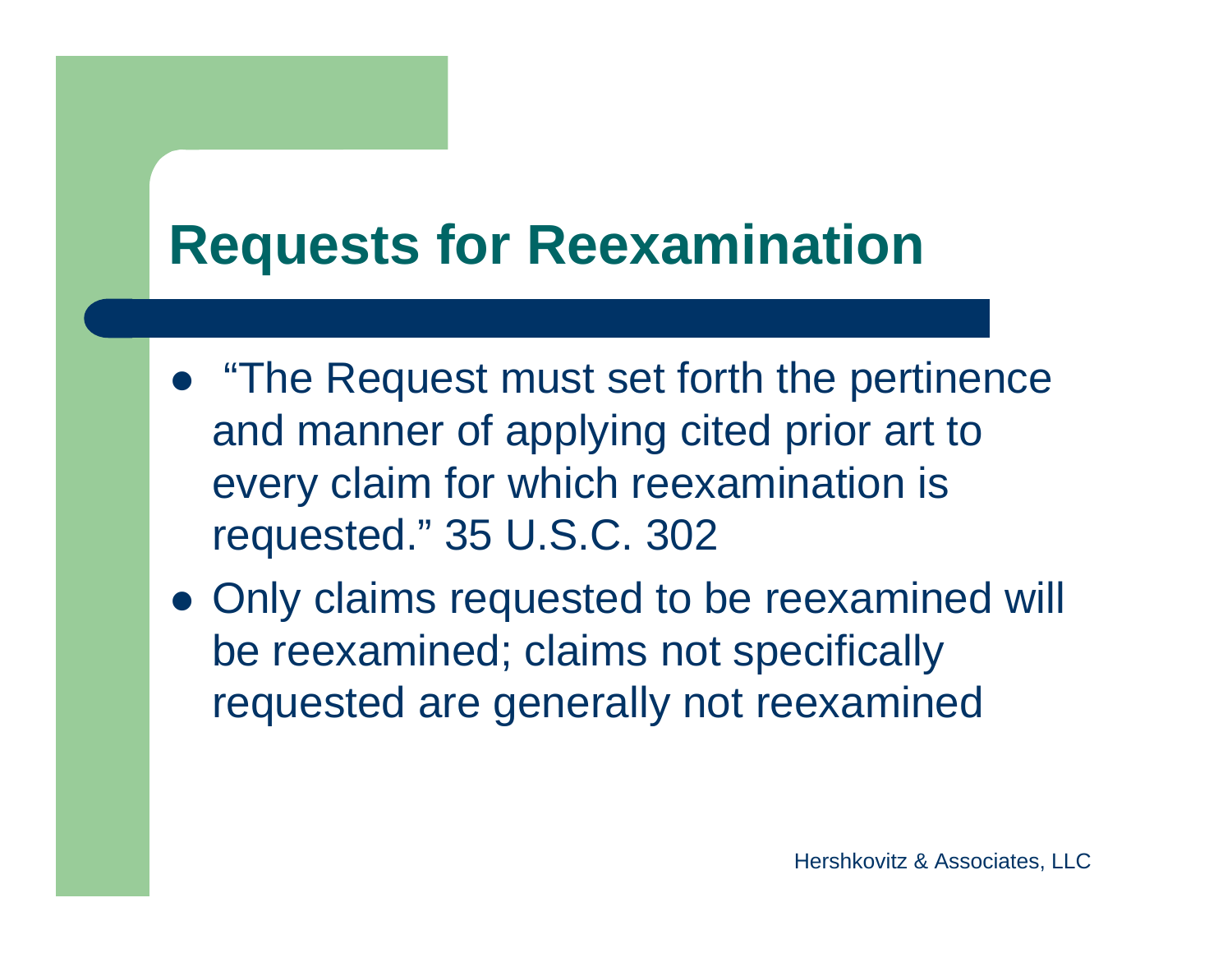# Requests for Reexamination

- "The Request must set forth the pertinence and manner of applying cited prior art to every claim for which reexamination is requested." 35 U.S.C. 302
- Only claims requested to be reexamined will be reexamined; claims not specifically requested are generally not reexamined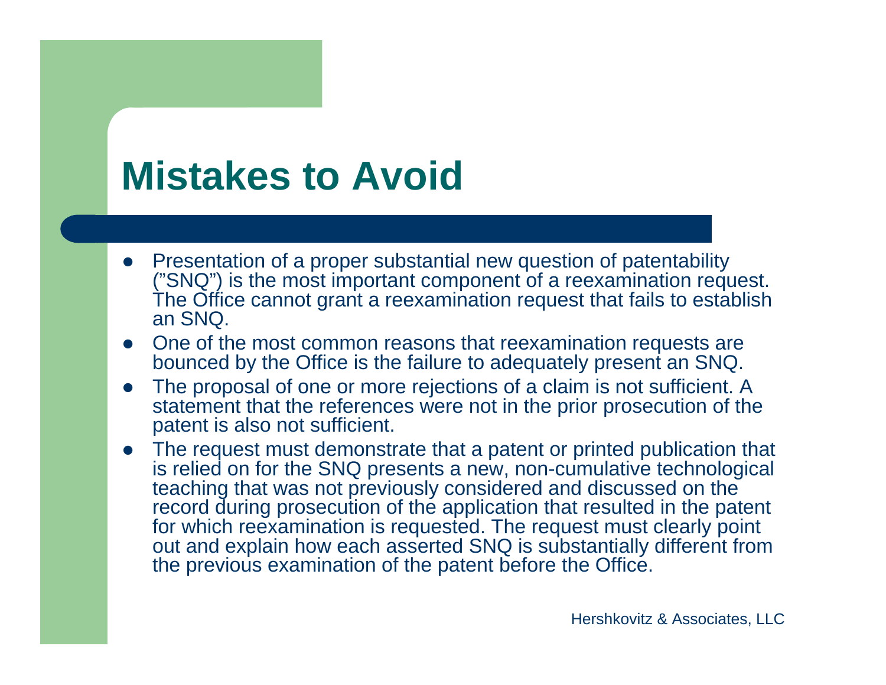# Mistakes to Avoid

- Presentation of a proper substantial new question of patentability ("SNQ") is the most important component of a reexamination request. The Office cannot grant a reexamination request that fails to establish an SNQ.
- One of the most common reasons that reexamination requests are bounced by the Office is the failure to adequately present an SNQ.
- The proposal of one or more rejections of a claim is not sufficient. A statement that the references were not in the prior prosecution of the patent is also not sufficient.
- The request must demonstrate that a patent or printed publication that is relied on for the SNQ presents a new, non-cumulative technological teaching that was not previously considered and discussed on the record during prosecution of the application that resulted in the patent for which reexamination is requested. The request must clearly point out and explain how each asserted SNQ is substantially different from the previous examination of the patent before the Office.

Hershkovitz & Associates, LLC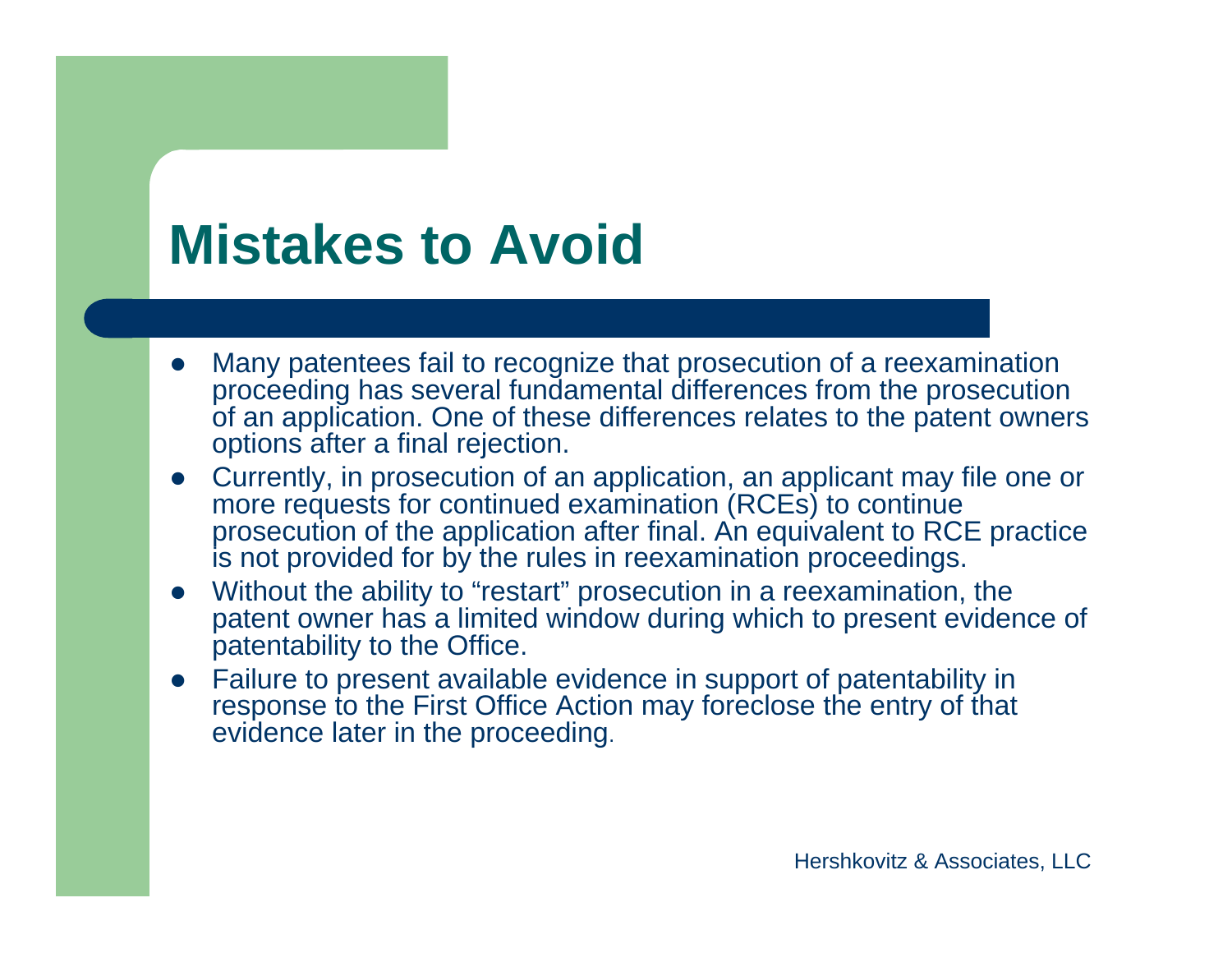# Mistakes to Avoid

- Many patentees fail to recognize that prosecution of a reexamination proceeding has several fundamental differences from the prosecution of an application. One of these differences relates to the patent owners options after a final rejection.
- Currently, in prosecution of an application, an applicant may file one or more requests for continued examination (RCEs) to continue prosecution of the application after final. An equivalent to RCE practice is not provided for by the rules in reexamination proceedings.
- Without the ability to “restart” prosecution in a reexamination, the patent owner has a limited window during which to present evidence of patentability to the Office.
- Failure to present available evidence in support of patentability in response to the First Office Action may foreclose the entry of that evidence later in the proceeding.

Hershkovitz & Associates, LLC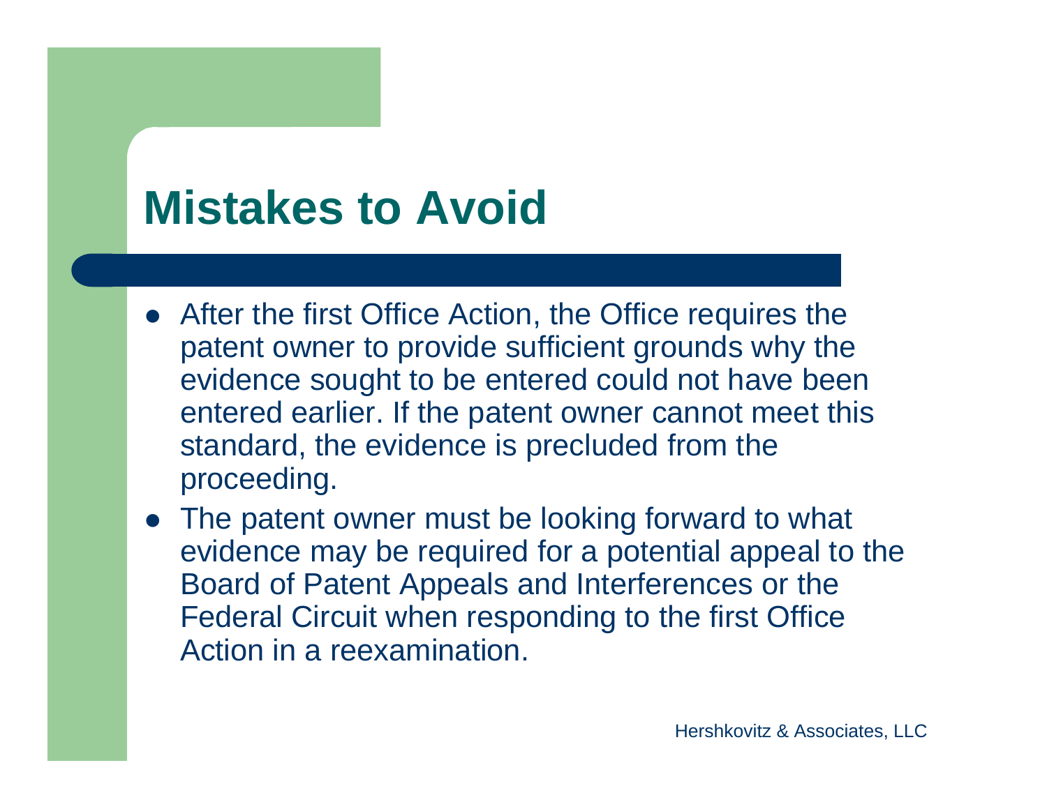# Mistakes to Avoid

- After the first Office Action, the Office requires the patent owner to provide sufficient grounds why the evidence sought to be entered could not have been entered earlier. If the patent owner cannot meet this standard, the evidence is precluded from the proceeding.
- The patent owner must be looking forward to what evidence may be required for a potential appeal to the Board of Patent Appeals and Interferences or the Federal Circuit when responding to the first Office Action in a reexamination.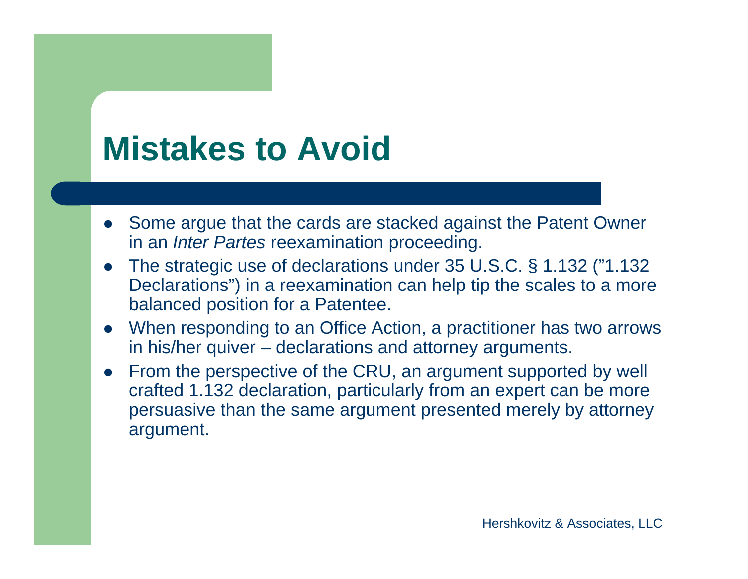# Mistakes to Avoid

- Some argue that the cards are stacked against the Patent Owner in an *Inter Partes* reexamination proceeding.
- The strategic use of declarations under 35 U.S.C. § 1.132 ("1.132 Declarations") in a reexamination can help tip the scales to a more balanced position for a Patentee.
- When responding to an Office Action, a practitioner has two arrows in his/her quiver – declarations and attorney arguments.
- From the perspective of the CRU, an argument supported by well crafted 1.132 declaration, particularly from an expert can be more persuasive than the same argument presented merely by attorney argument.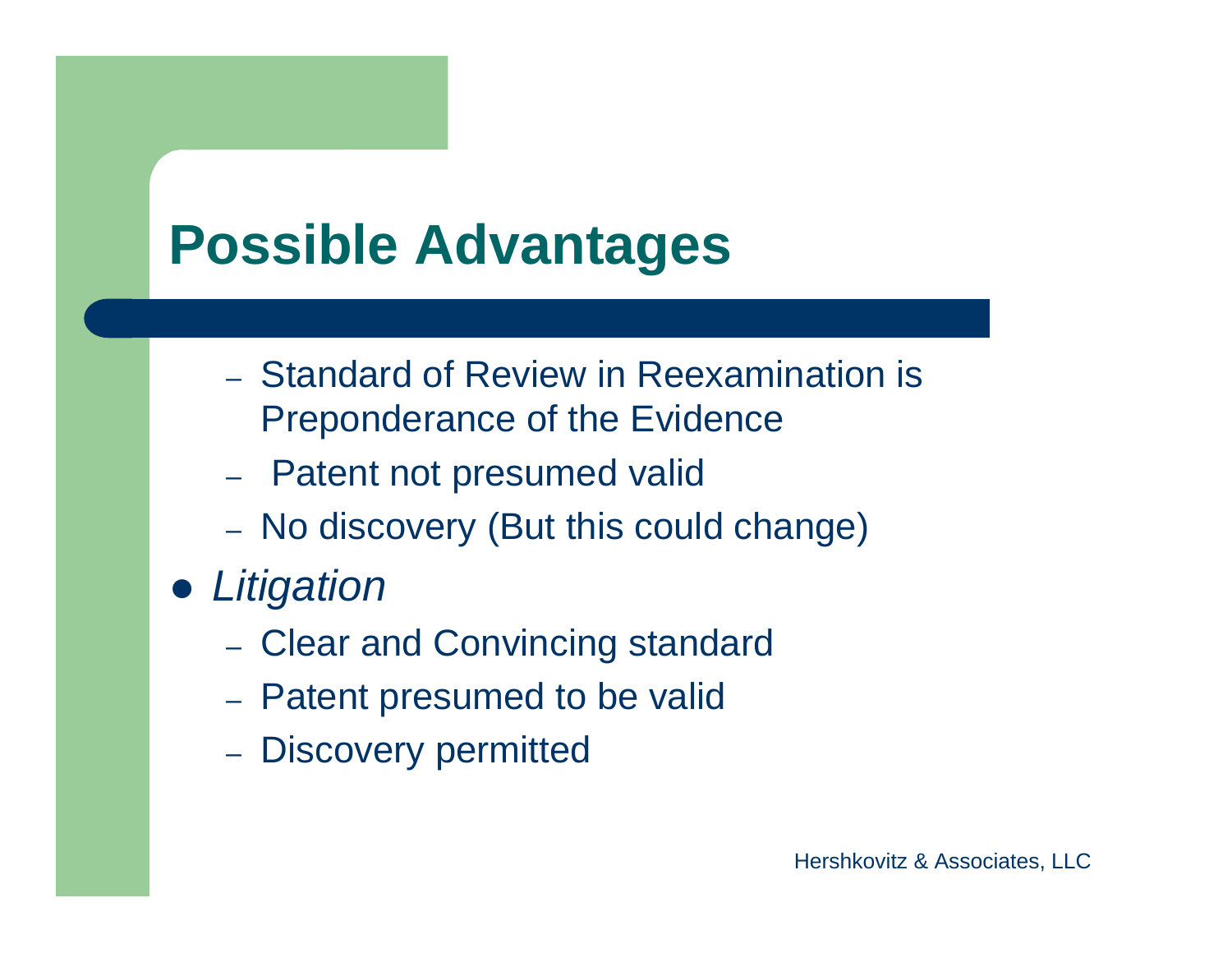# Possible Advantages

- Standard of Review in Reexamination is Preponderance of the Evidence
- Patent not presumed valid
- No discovery (But this could change)

- *Litigation*
  - Clear and Convincing standard
  - Patent presumed to be valid
  - Discovery permitted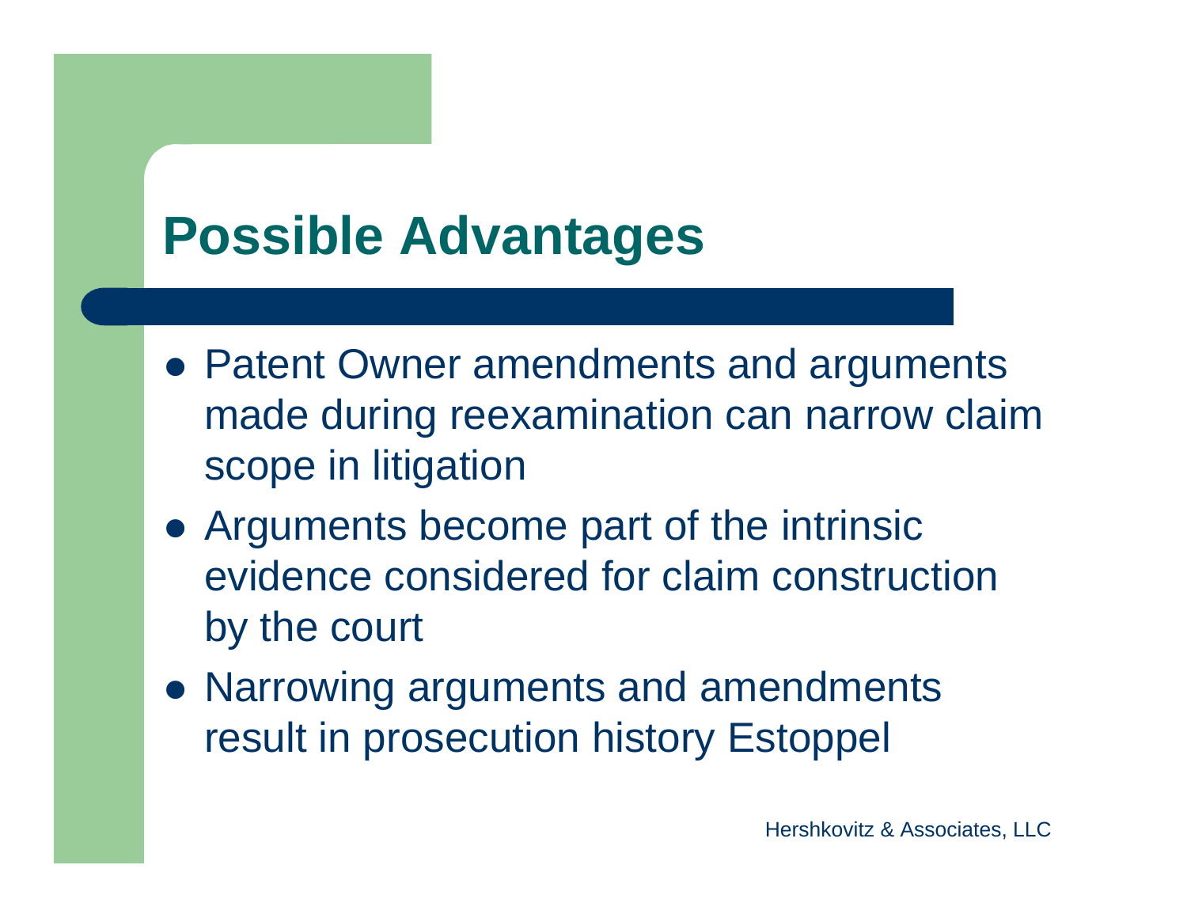# Possible Advantages

- Patent Owner amendments and arguments made during reexamination can narrow claim scope in litigation
- Arguments become part of the intrinsic evidence considered for claim construction by the court
- Narrowing arguments and amendments result in prosecution history Estoppel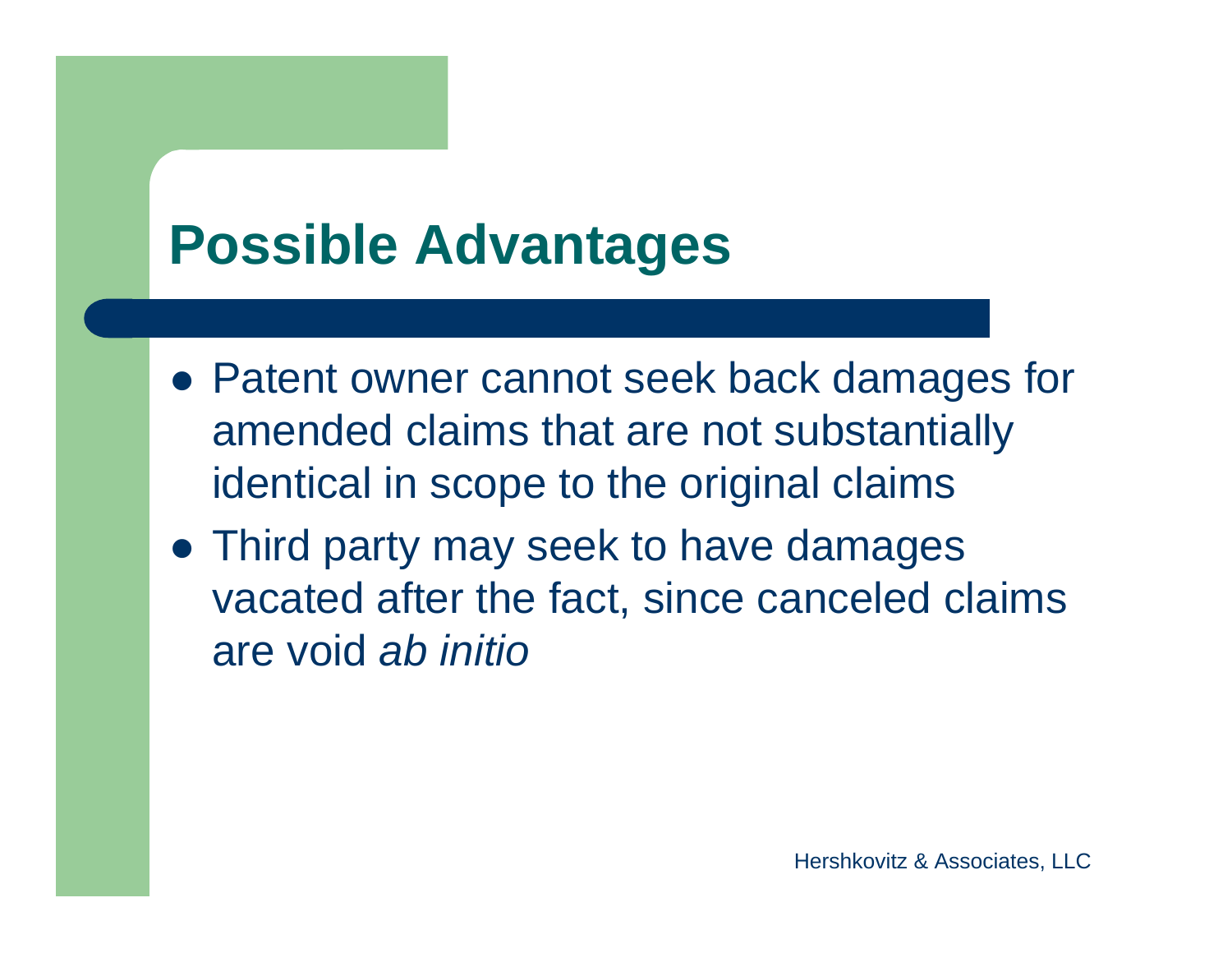# Possible Advantages

- Patent owner cannot seek back damages for amended claims that are not substantially identical in scope to the original claims
- Third party may seek to have damages vacated after the fact, since canceled claims are void *ab initio*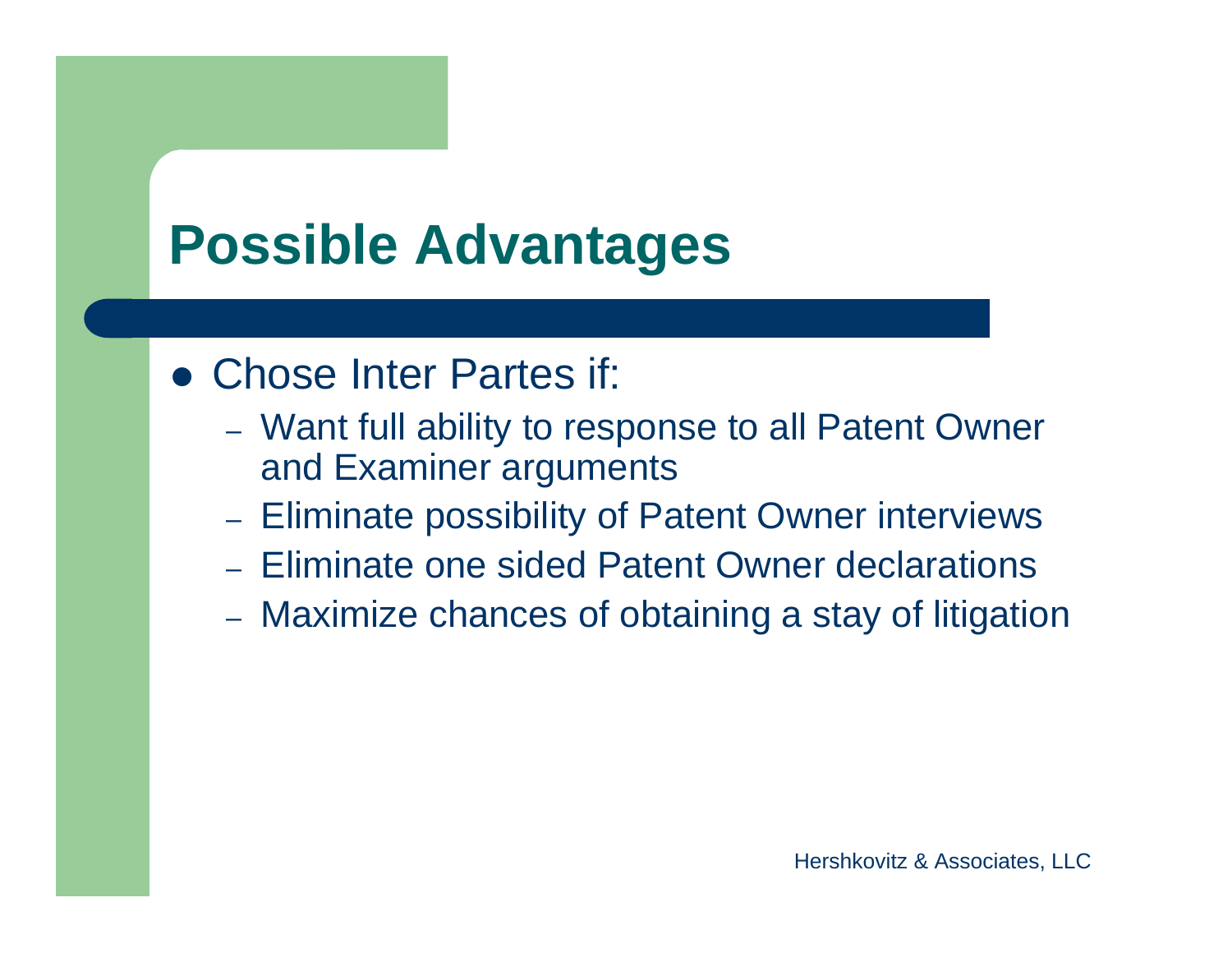# Possible Advantages

- Chose Inter Partes if:
  - Want full ability to response to all Patent Owner and Examiner arguments
  - Eliminate possibility of Patent Owner interviews
  - Eliminate one sided Patent Owner declarations
  - Maximize chances of obtaining a stay of litigation

Hershkovitz & Associates, LLC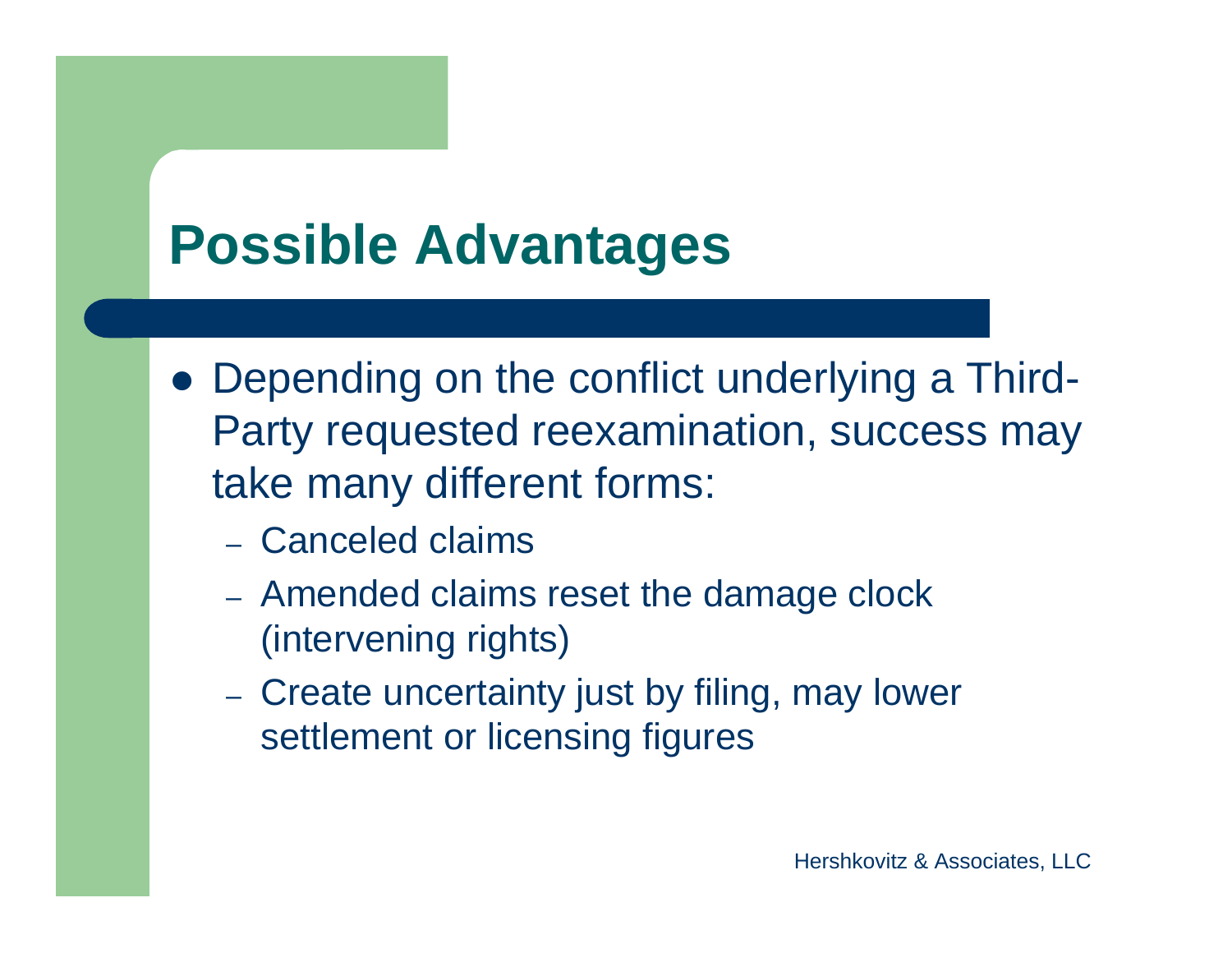# Possible Advantages

- Depending on the conflict underlying a Third-Party requested reexamination, success may take many different forms:
  - Canceled claims
  - Amended claims reset the damage clock (intervening rights)
  - Create uncertainty just by filing, may lower settlement or licensing figures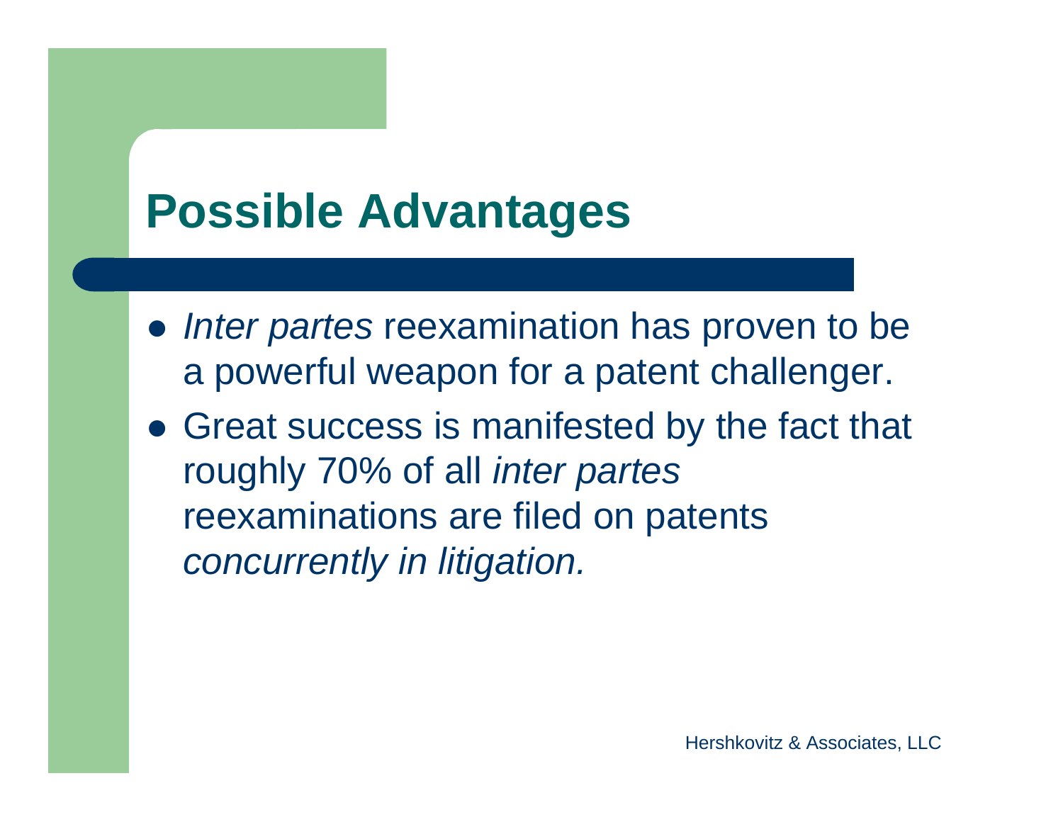# Possible Advantages

- *Inter partes* reexamination has proven to be a powerful weapon for a patent challenger.
- Great success is manifested by the fact that roughly 70% of all *inter partes* reexaminations are filed on patents *concurrently in litigation.*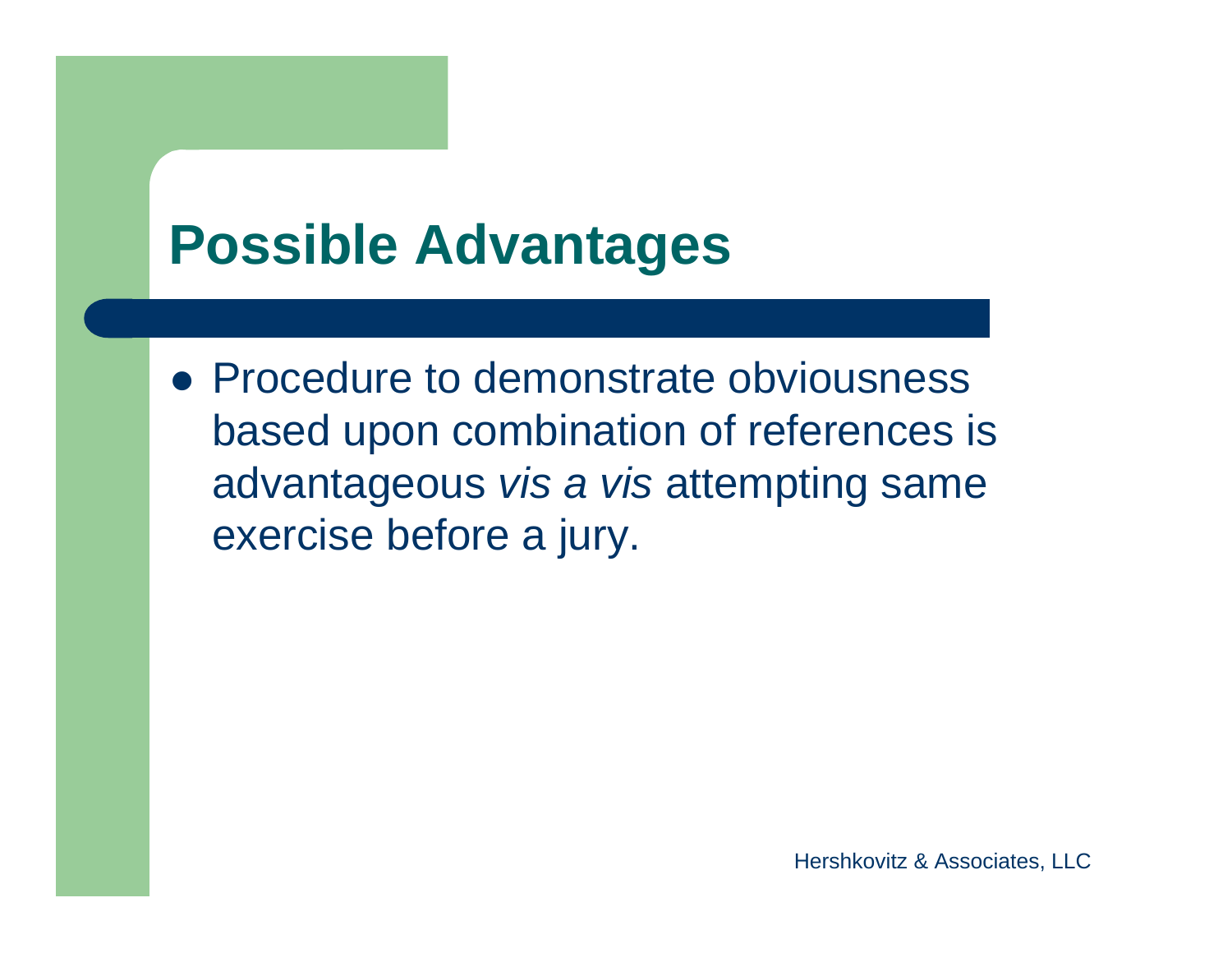# Possible Advantages

- Procedure to demonstrate obviousness based upon combination of references is advantageous *vis a vis* attempting same exercise before a jury.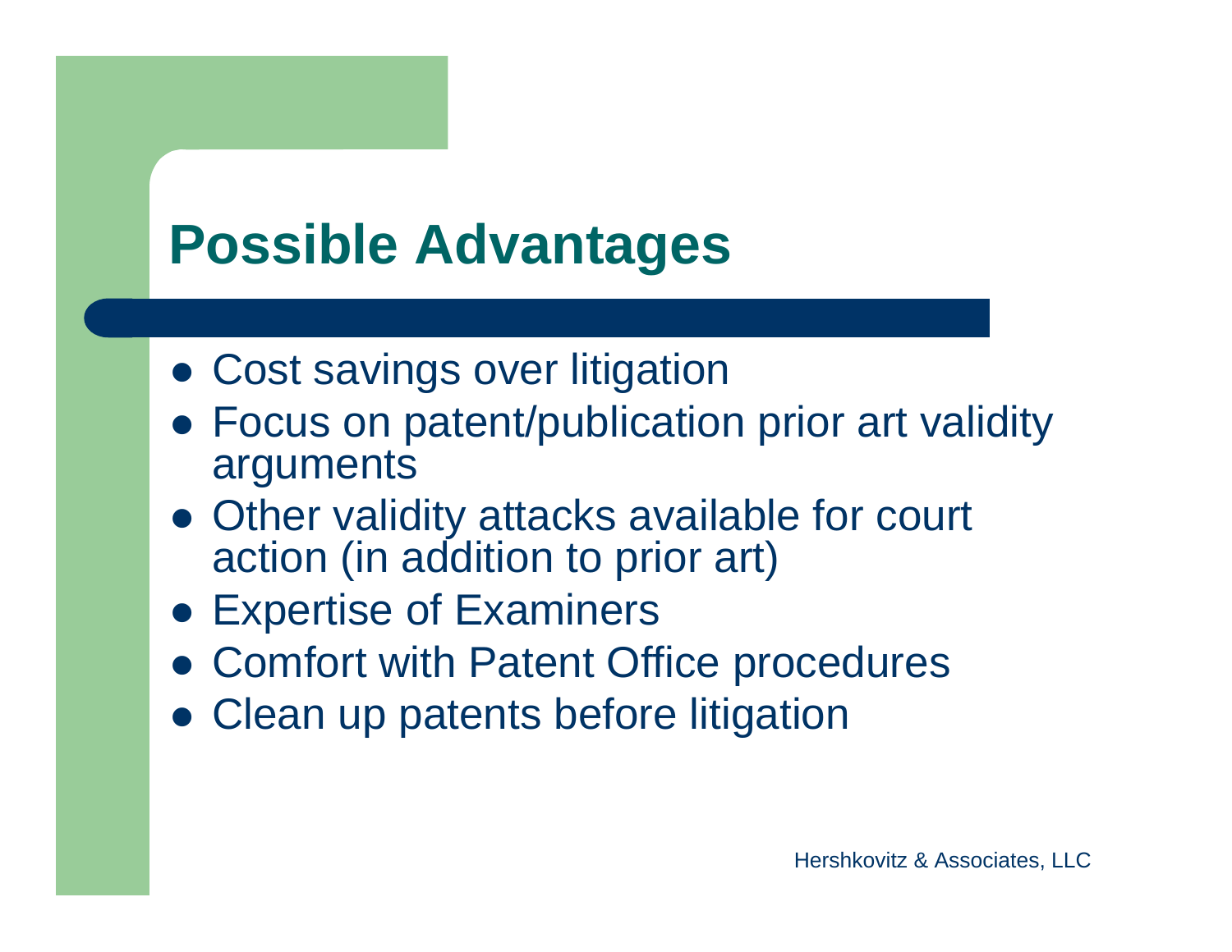# Possible Advantages

- Cost savings over litigation
- Focus on patent/publication prior art validity arguments
- Other validity attacks available for court action (in addition to prior art)
- Expertise of Examiners
- Comfort with Patent Office procedures
- Clean up patents before litigation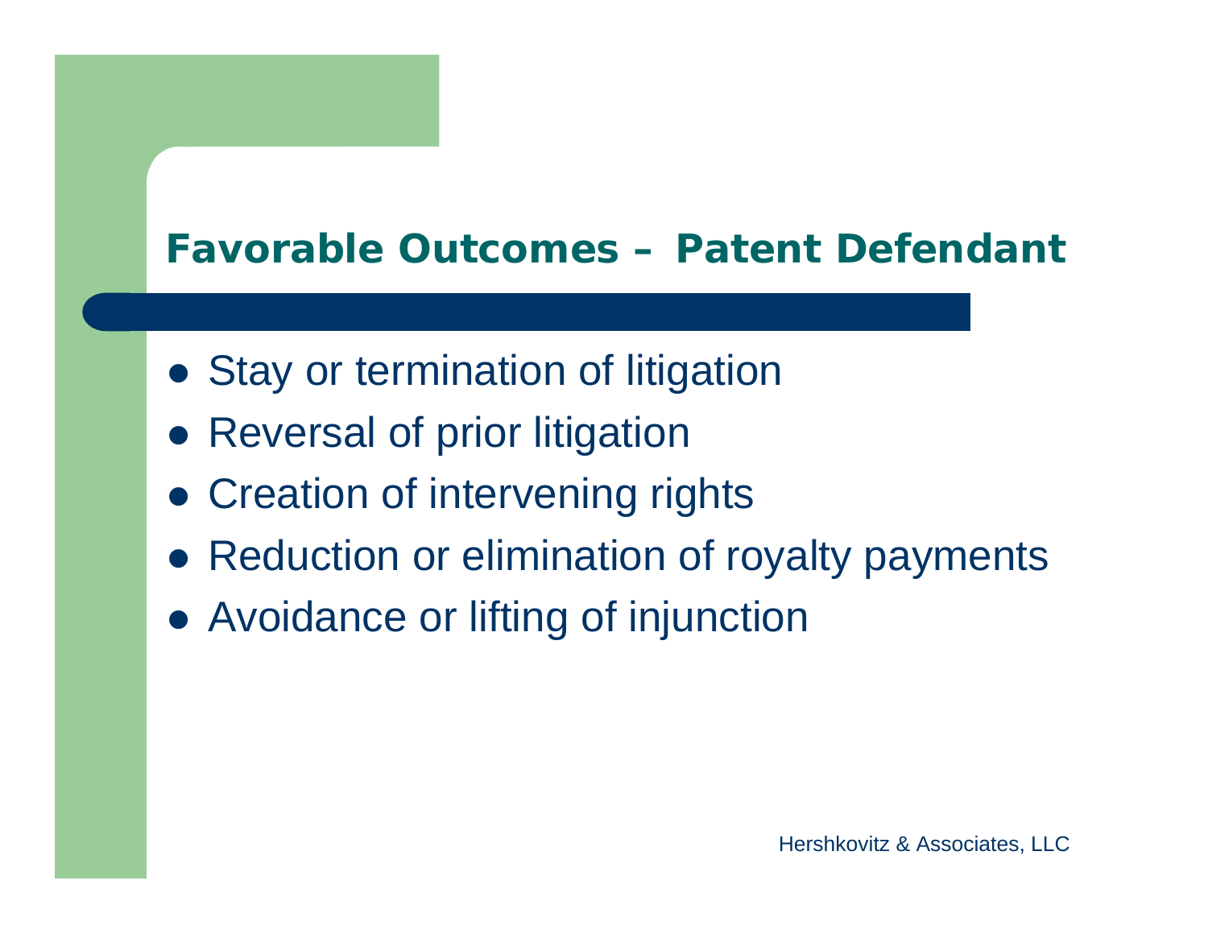# Favorable Outcomes – Patent Defendant

- Stay or termination of litigation
- Reversal of prior litigation
- Creation of intervening rights
- Reduction or elimination of royalty payments
- Avoidance or lifting of injunction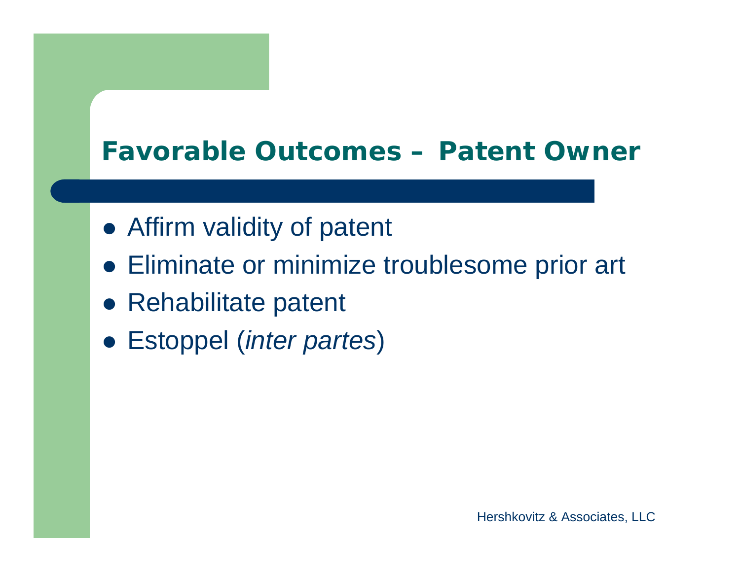# Favorable Outcomes – Patent Owner

- Affirm validity of patent
- Eliminate or minimize troublesome prior art
- Rehabilitate patent
- Estoppel (*inter partes*)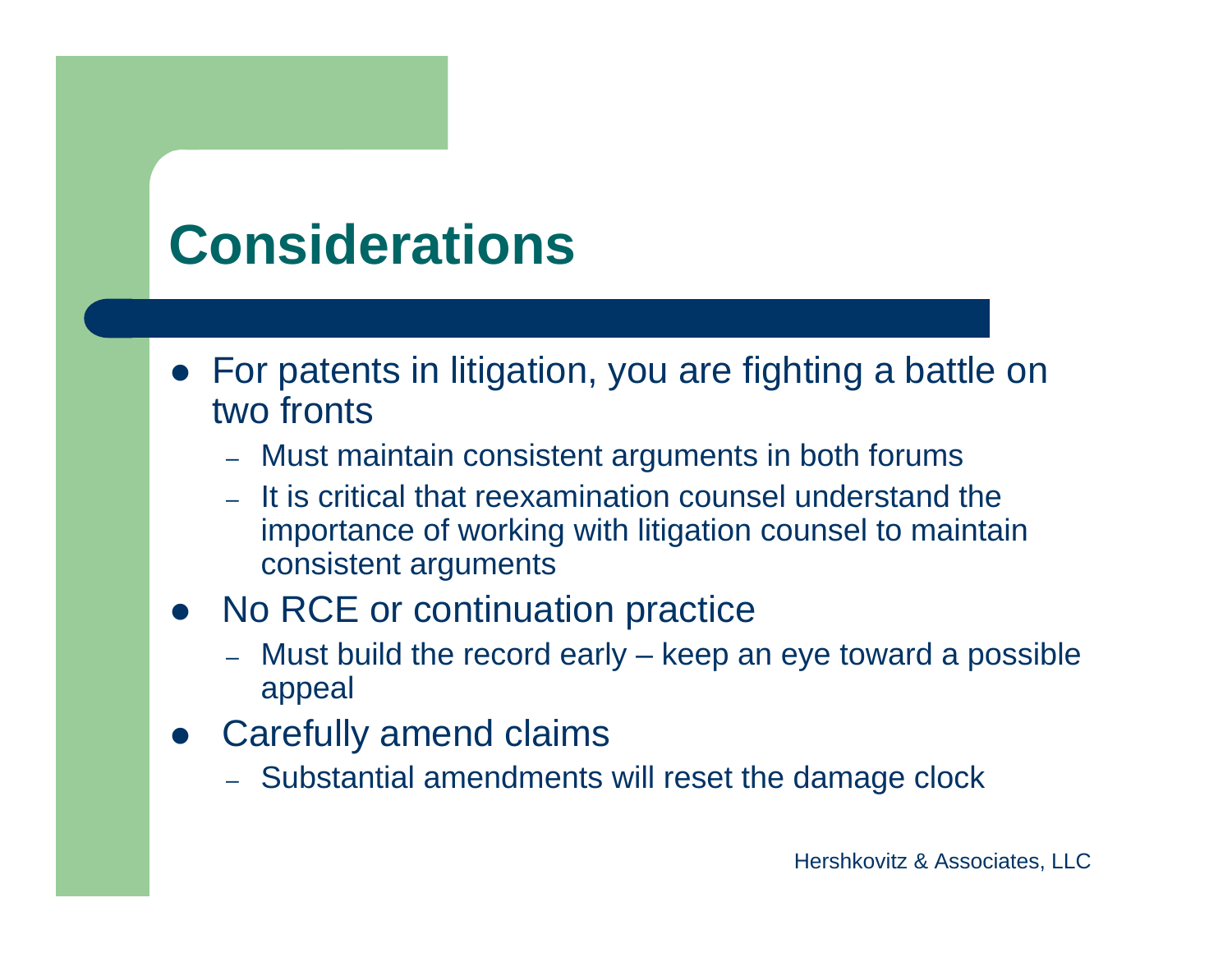# Considerations

- For patents in litigation, you are fighting a battle on two fronts
  - Must maintain consistent arguments in both forums
  - It is critical that reexamination counsel understand the importance of working with litigation counsel to maintain consistent arguments
- No RCE or continuation practice
  - Must build the record early – keep an eye toward a possible appeal
- Carefully amend claims
  - Substantial amendments will reset the damage clock

Hershkovitz & Associates, LLC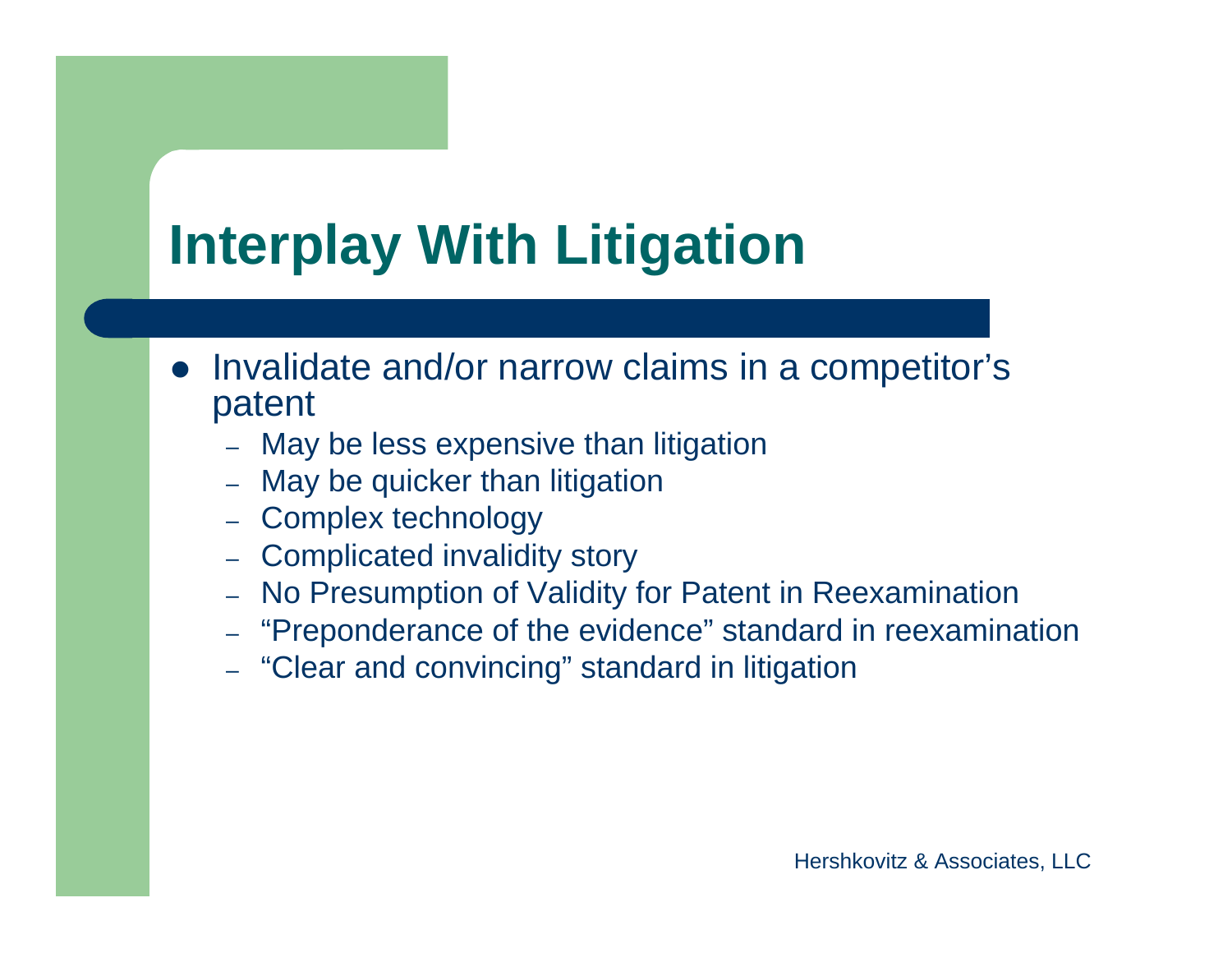# Interplay With Litigation

- Invalidate and/or narrow claims in a competitor's patent
  - May be less expensive than litigation
  - May be quicker than litigation
  - Complex technology
  - Complicated invalidity story
  - No Presumption of Validity for Patent in Reexamination
  - "Preponderance of the evidence" standard in reexamination
  - "Clear and convincing" standard in litigation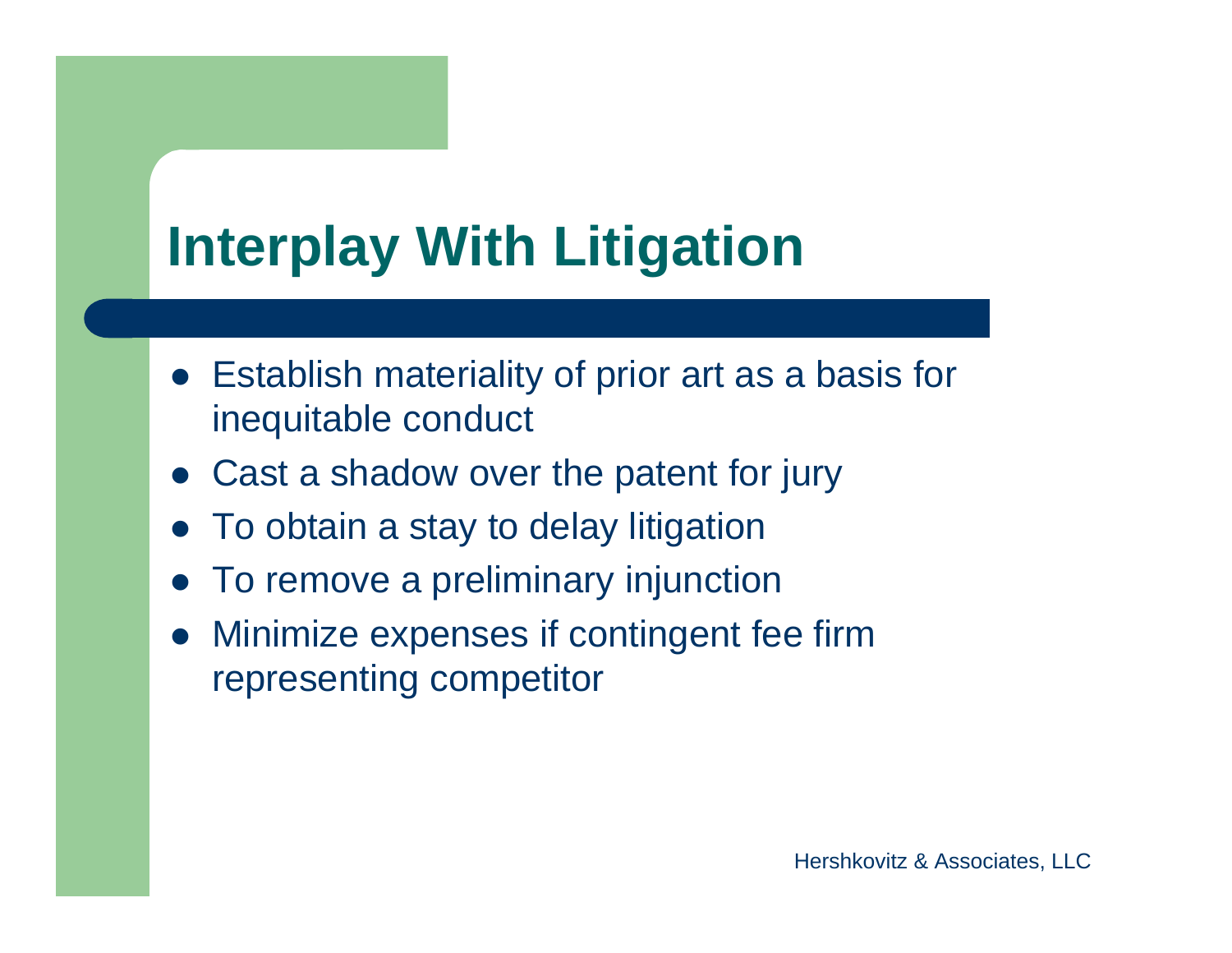# Interplay With Litigation

- Establish materiality of prior art as a basis for inequitable conduct
- Cast a shadow over the patent for jury
- To obtain a stay to delay litigation
- To remove a preliminary injunction
- Minimize expenses if contingent fee firm representing competitor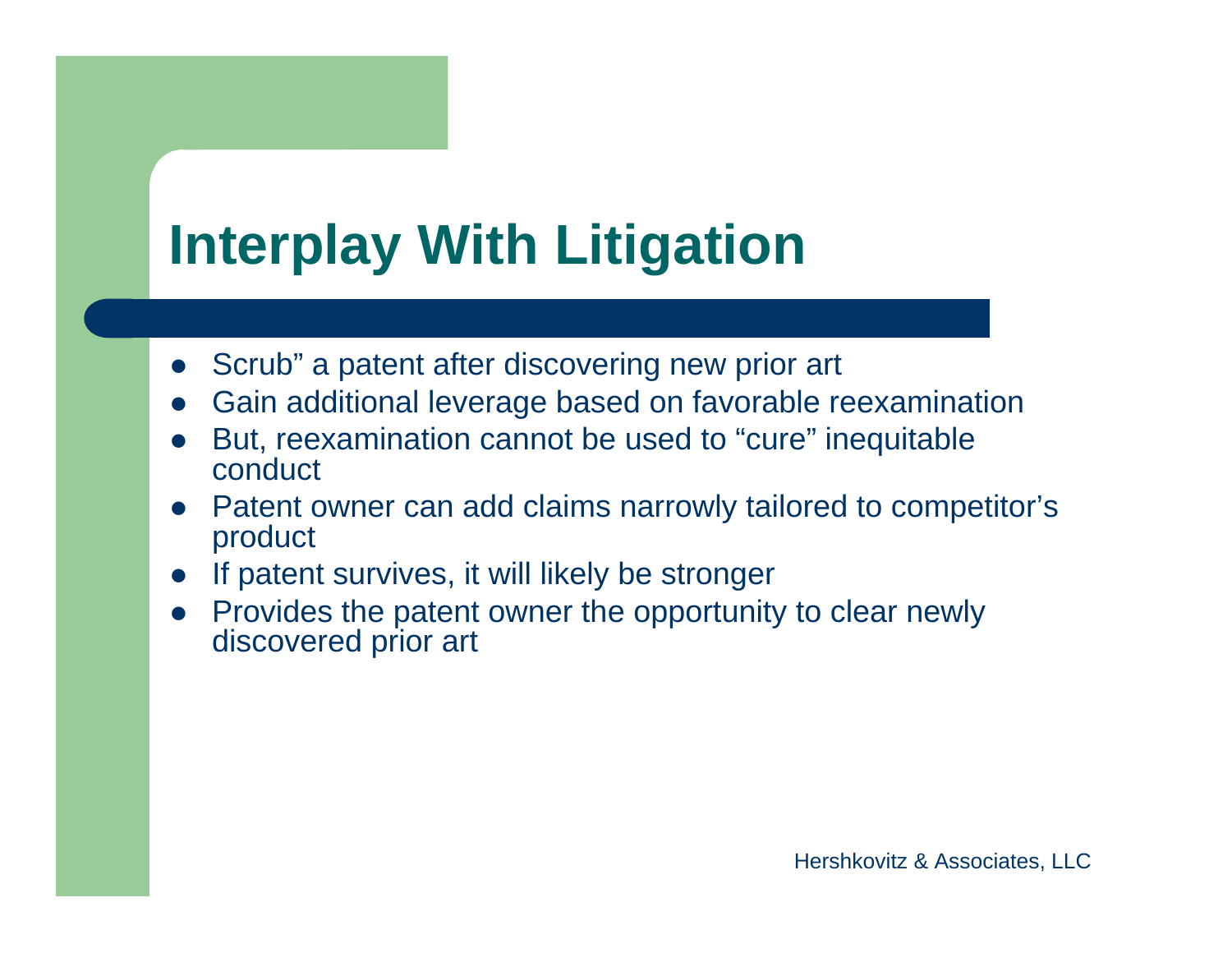# Interplay With Litigation

- Scrub” a patent after discovering new prior art
- Gain additional leverage based on favorable reexamination
- But, reexamination cannot be used to “cure” inequitable conduct
- Patent owner can add claims narrowly tailored to competitor’s product
- If patent survives, it will likely be stronger
- Provides the patent owner the opportunity to clear newly discovered prior art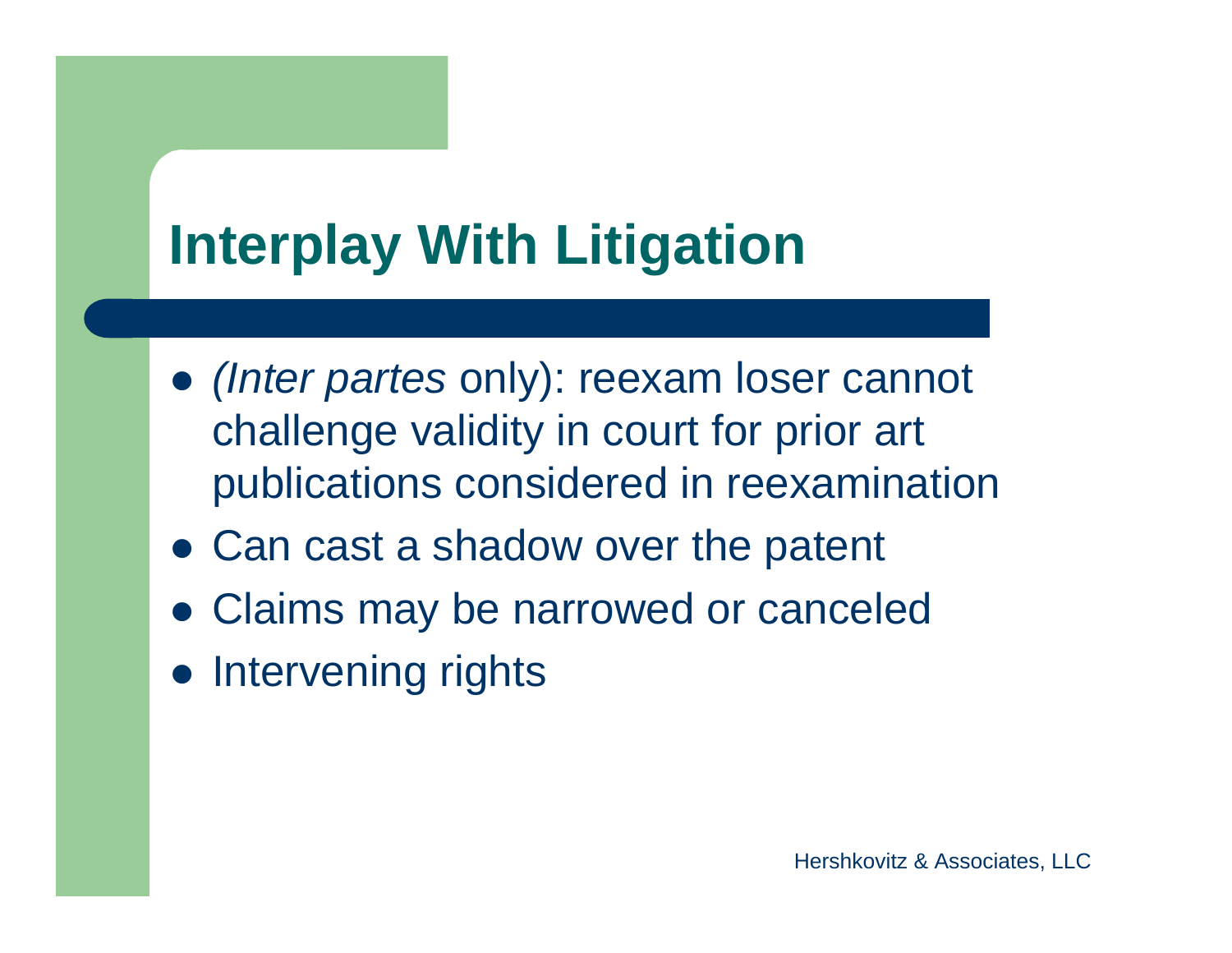# Interplay With Litigation

- *(Inter partes* only): reexam loser cannot challenge validity in court for prior art publications considered in reexamination
- Can cast a shadow over the patent
- Claims may be narrowed or canceled
- Intervening rights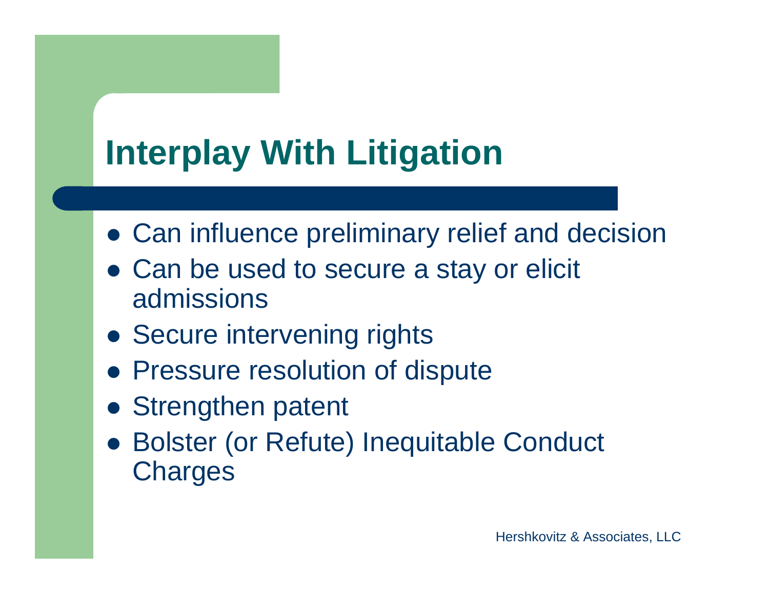# Interplay With Litigation

- Can influence preliminary relief and decision
- Can be used to secure a stay or elicit admissions
- Secure intervening rights
- Pressure resolution of dispute
- Strengthen patent
- Bolster (or Refute) Inequitable Conduct Charges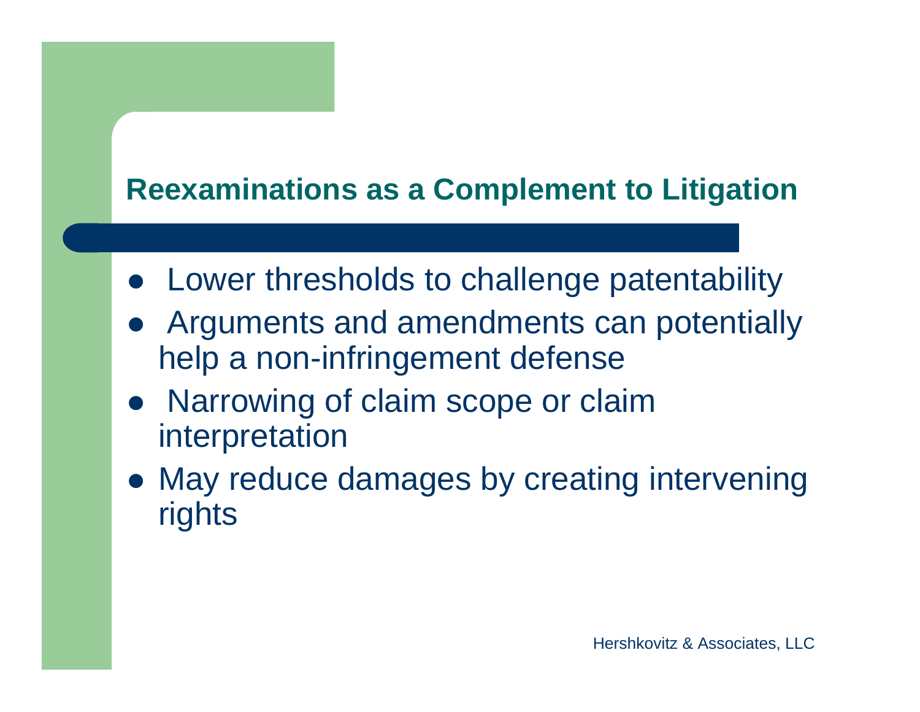## Reexaminations as a Complement to Litigation

- Lower thresholds to challenge patentability
- Arguments and amendments can potentially help a non-infringement defense
- Narrowing of claim scope or claim interpretation
- May reduce damages by creating intervening rights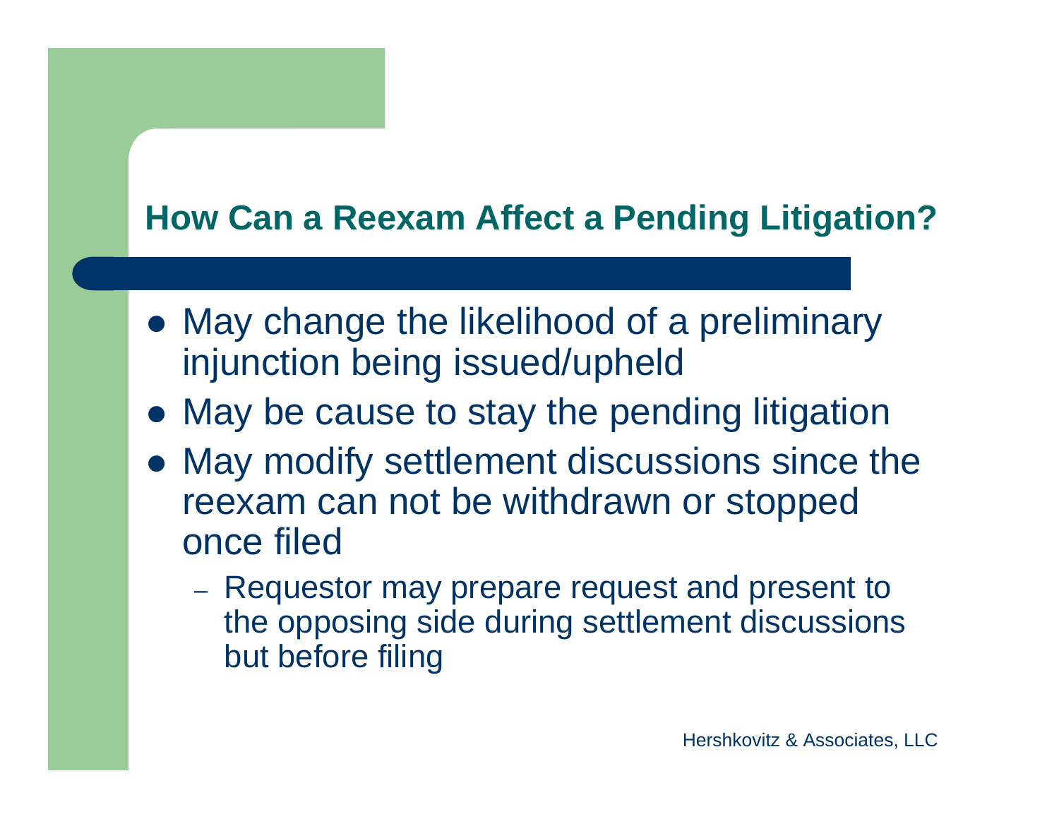## How Can a Reexam Affect a Pending Litigation?

- May change the likelihood of a preliminary injunction being issued/upheld
- May be cause to stay the pending litigation
- May modify settlement discussions since the reexam can not be withdrawn or stopped once filed
  - Requestor may prepare request and present to the opposing side during settlement discussions but before filing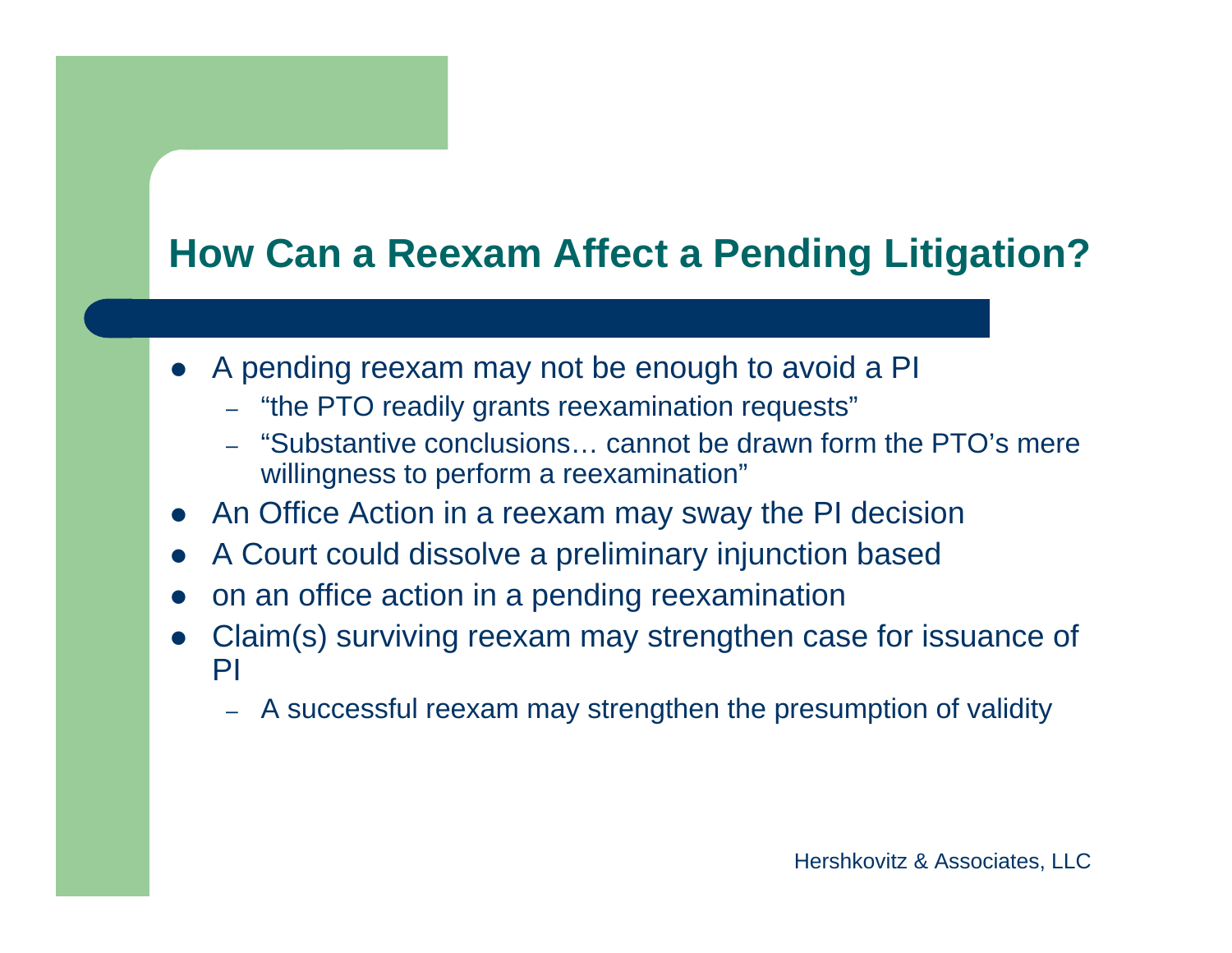## How Can a Reexam Affect a Pending Litigation?

- A pending reexam may not be enough to avoid a PI
  - "the PTO readily grants reexamination requests"
  - "Substantive conclusions… cannot be drawn form the PTO's mere willingness to perform a reexamination"
- An Office Action in a reexam may sway the PI decision
- A Court could dissolve a preliminary injunction based
- on an office action in a pending reexamination
- Claim(s) surviving reexam may strengthen case for issuance of PI
  - A successful reexam may strengthen the presumption of validity

Hershkovitz & Associates, LLC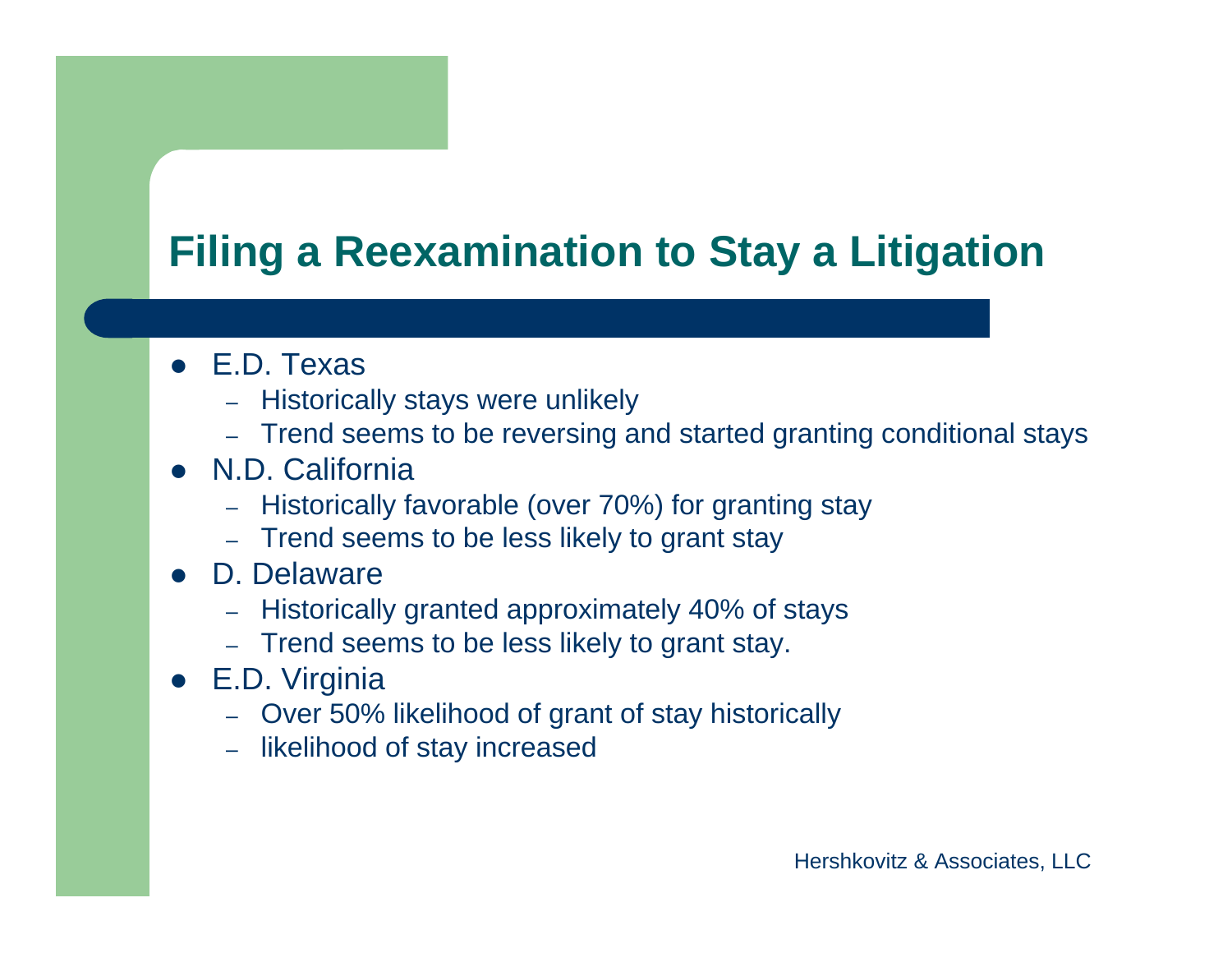# Filing a Reexamination to Stay a Litigation

- E.D. Texas
  - Historically stays were unlikely
  - Trend seems to be reversing and started granting conditional stays
- N.D. California
  - Historically favorable (over 70%) for granting stay
  - Trend seems to be less likely to grant stay
- D. Delaware
  - Historically granted approximately 40% of stays
  - Trend seems to be less likely to grant stay.
- E.D. Virginia
  - Over 50% likelihood of grant of stay historically
  - likelihood of stay increased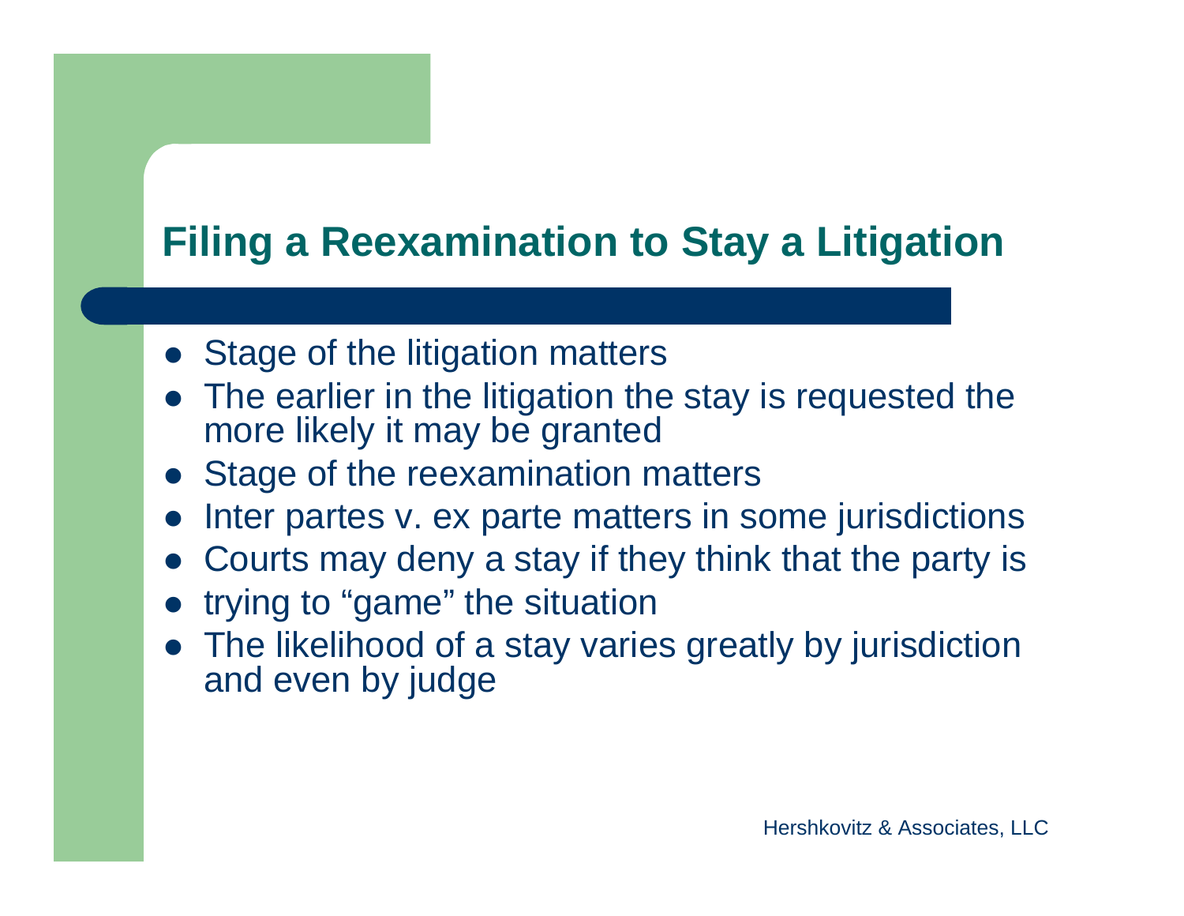## Filing a Reexamination to Stay a Litigation

- Stage of the litigation matters
- The earlier in the litigation the stay is requested the more likely it may be granted
- Stage of the reexamination matters
- Inter partes v. ex parte matters in some jurisdictions
- Courts may deny a stay if they think that the party is
- trying to "game" the situation
- The likelihood of a stay varies greatly by jurisdiction and even by judge

Hershkovitz & Associates, LLC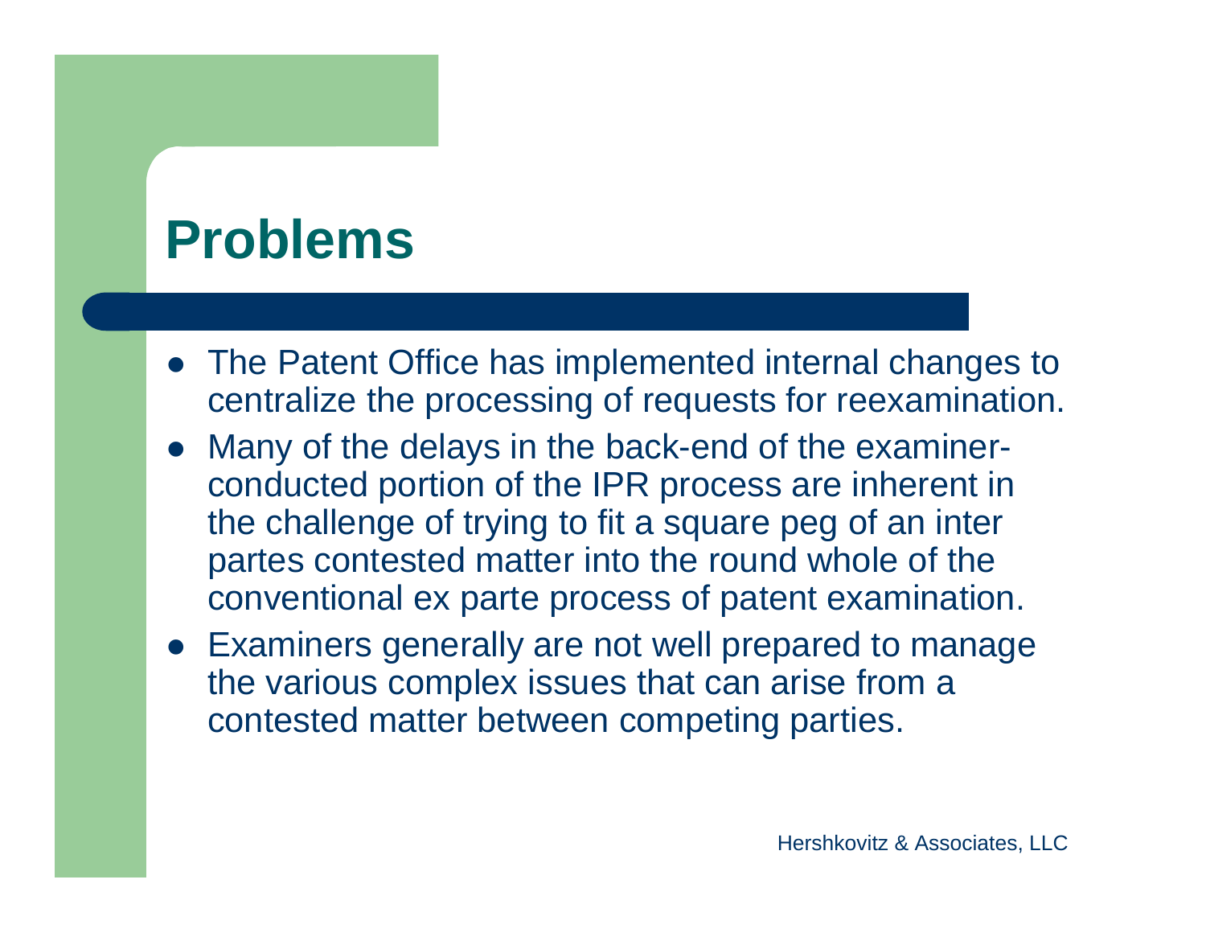# Problems

- The Patent Office has implemented internal changes to centralize the processing of requests for reexamination.
- Many of the delays in the back-end of the examiner-conducted portion of the IPR process are inherent in the challenge of trying to fit a square peg of an inter partes contested matter into the round whole of the conventional ex parte process of patent examination.
- Examiners generally are not well prepared to manage the various complex issues that can arise from a contested matter between competing parties.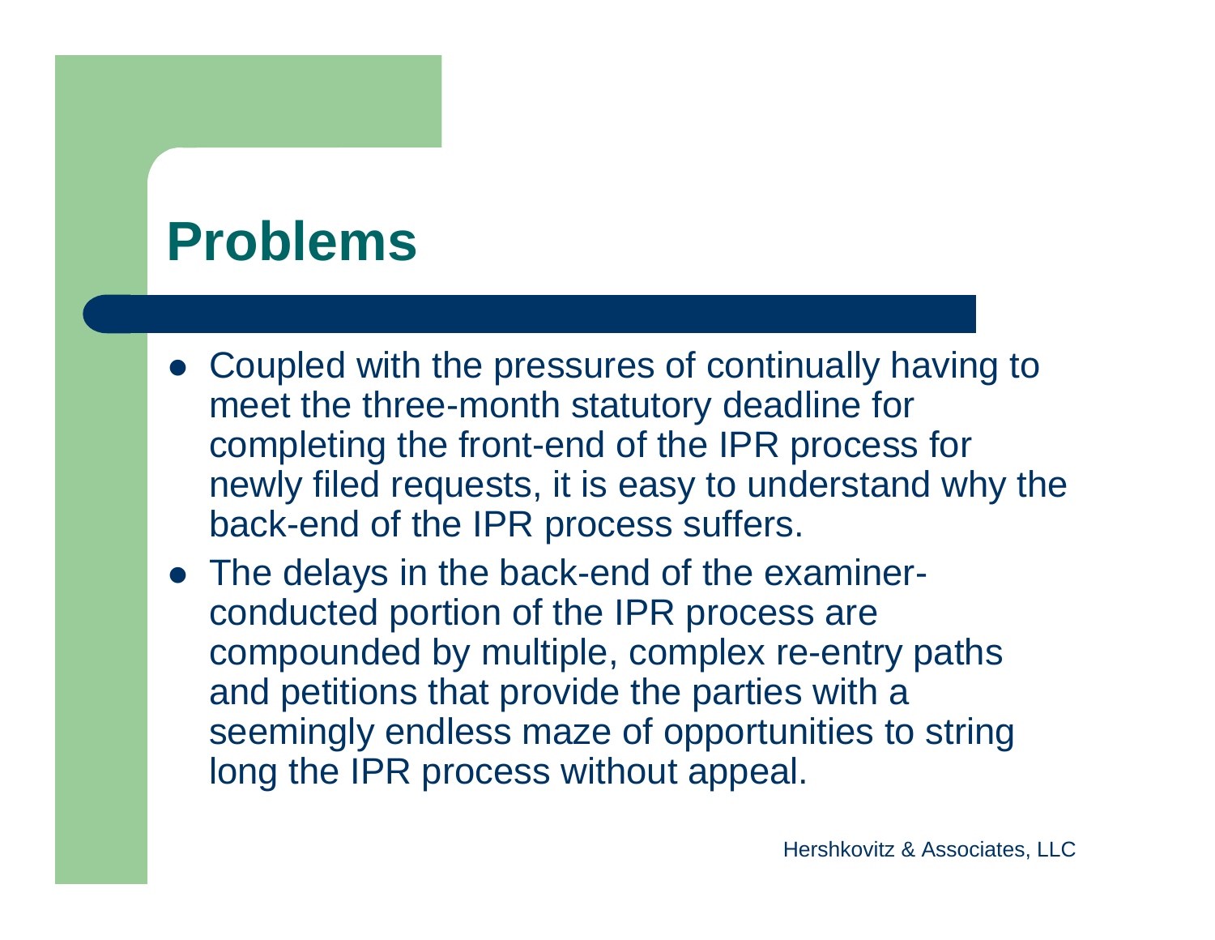# Problems

- Coupled with the pressures of continually having to meet the three-month statutory deadline for completing the front-end of the IPR process for newly filed requests, it is easy to understand why the back-end of the IPR process suffers.
- The delays in the back-end of the examiner-conducted portion of the IPR process are compounded by multiple, complex re-entry paths and petitions that provide the parties with a seemingly endless maze of opportunities to string long the IPR process without appeal.

Hershkovitz & Associates, LLC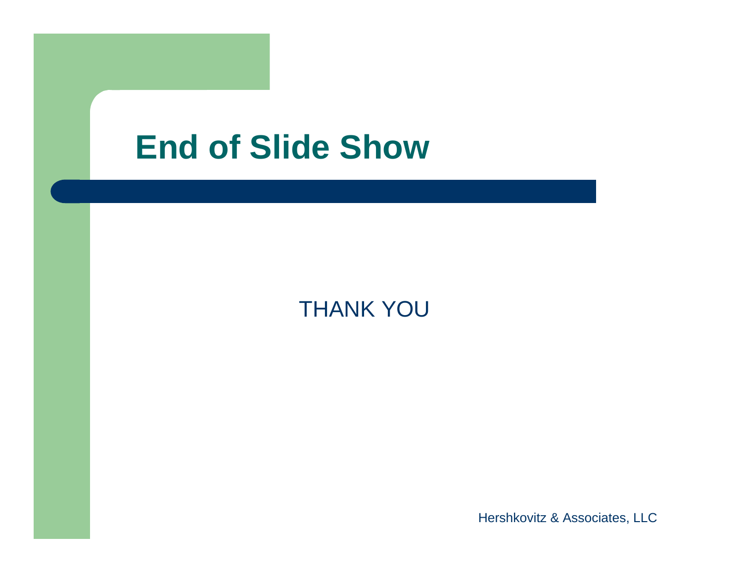# End of Slide Show

THANK YOU

Hershkovitz & Associates, LLC